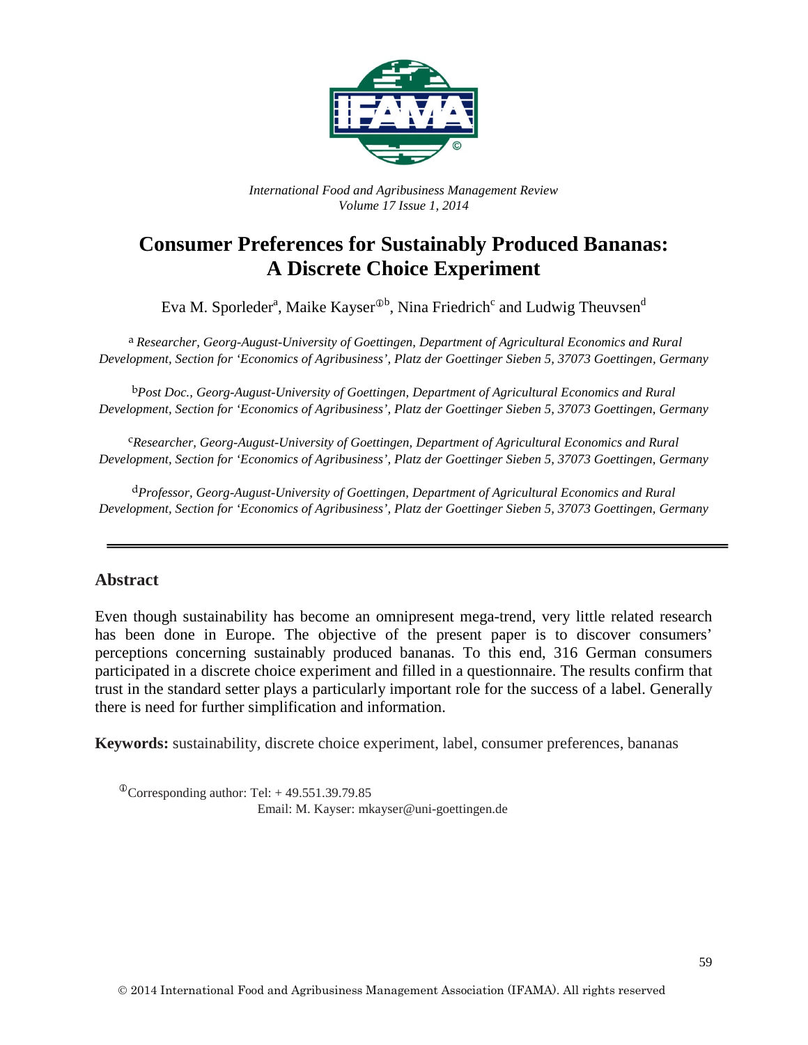*International Food and Agribusiness Management Review*
*Volume 17 Issue 1, 2014*

# Consumer Preferences for Sustainably Produced Bananas: A Discrete Choice Experiment

Eva M. Sporleder[a], Maike Kayser[ⓘb], Nina Friedrich[c] and Ludwig Theuvsen[d]

[a] *Researcher, Georg-August-University of Goettingen, Department of Agricultural Economics and Rural Development, Section for 'Economics of Agribusiness', Platz der Goettinger Sieben 5, 37073 Goettingen, Germany*

[b] *Post Doc., Georg-August-University of Goettingen, Department of Agricultural Economics and Rural Development, Section for 'Economics of Agribusiness', Platz der Goettinger Sieben 5, 37073 Goettingen, Germany*

[c] *Researcher, Georg-August-University of Goettingen, Department of Agricultural Economics and Rural Development, Section for 'Economics of Agribusiness', Platz der Goettinger Sieben 5, 37073 Goettingen, Germany*

[d] *Professor, Georg-August-University of Goettingen, Department of Agricultural Economics and Rural Development, Section for 'Economics of Agribusiness', Platz der Goettinger Sieben 5, 37073 Goettingen, Germany*

---

## Abstract

Even though sustainability has become an omnipresent mega-trend, very little related research has been done in Europe. The objective of the present paper is to discover consumers' perceptions concerning sustainably produced bananas. To this end, 316 German consumers participated in a discrete choice experiment and filled in a questionnaire. The results confirm that trust in the standard setter plays a particularly important role for the success of a label. Generally there is need for further simplification and information.

**Keywords:** sustainability, discrete choice experiment, label, consumer preferences, bananas

[ⓘ] Corresponding author: Tel: + 49.551.39.79.85
Email: M. Kayser: mkayser@uni-goettingen.de

© 2014 International Food and Agribusiness Management Association (IFAMA). All rights reserved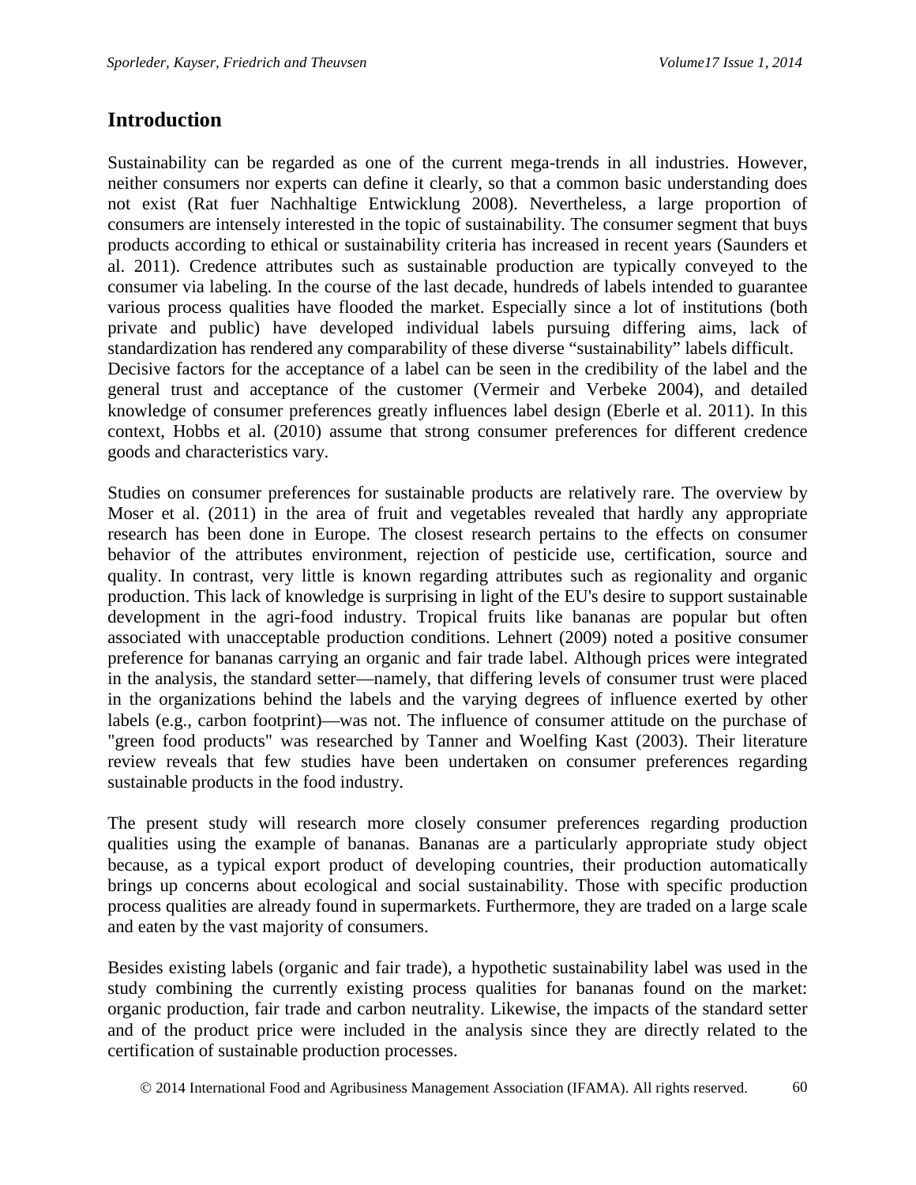## Introduction

Sustainability can be regarded as one of the current mega-trends in all industries. However, neither consumers nor experts can define it clearly, so that a common basic understanding does not exist (Rat fuer Nachhaltige Entwicklung 2008). Nevertheless, a large proportion of consumers are intensely interested in the topic of sustainability. The consumer segment that buys products according to ethical or sustainability criteria has increased in recent years (Saunders et al. 2011). Credence attributes such as sustainable production are typically conveyed to the consumer via labeling. In the course of the last decade, hundreds of labels intended to guarantee various process qualities have flooded the market. Especially since a lot of institutions (both private and public) have developed individual labels pursuing differing aims, lack of standardization has rendered any comparability of these diverse "sustainability" labels difficult.
Decisive factors for the acceptance of a label can be seen in the credibility of the label and the general trust and acceptance of the customer (Vermeir and Verbeke 2004), and detailed knowledge of consumer preferences greatly influences label design (Eberle et al. 2011). In this context, Hobbs et al. (2010) assume that strong consumer preferences for different credence goods and characteristics vary.

Studies on consumer preferences for sustainable products are relatively rare. The overview by Moser et al. (2011) in the area of fruit and vegetables revealed that hardly any appropriate research has been done in Europe. The closest research pertains to the effects on consumer behavior of the attributes environment, rejection of pesticide use, certification, source and quality. In contrast, very little is known regarding attributes such as regionality and organic production. This lack of knowledge is surprising in light of the EU's desire to support sustainable development in the agri-food industry. Tropical fruits like bananas are popular but often associated with unacceptable production conditions. Lehnert (2009) noted a positive consumer preference for bananas carrying an organic and fair trade label. Although prices were integrated in the analysis, the standard setter—namely, that differing levels of consumer trust were placed in the organizations behind the labels and the varying degrees of influence exerted by other labels (e.g., carbon footprint)—was not. The influence of consumer attitude on the purchase of "green food products" was researched by Tanner and Woelfing Kast (2003). Their literature review reveals that few studies have been undertaken on consumer preferences regarding sustainable products in the food industry.

The present study will research more closely consumer preferences regarding production qualities using the example of bananas. Bananas are a particularly appropriate study object because, as a typical export product of developing countries, their production automatically brings up concerns about ecological and social sustainability. Those with specific production process qualities are already found in supermarkets. Furthermore, they are traded on a large scale and eaten by the vast majority of consumers.

Besides existing labels (organic and fair trade), a hypothetic sustainability label was used in the study combining the currently existing process qualities for bananas found on the market: organic production, fair trade and carbon neutrality. Likewise, the impacts of the standard setter and of the product price were included in the analysis since they are directly related to the certification of sustainable production processes.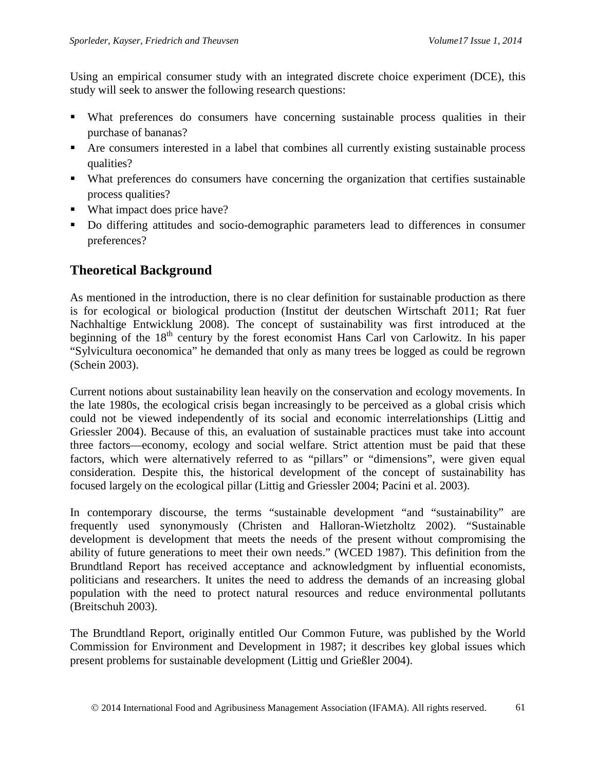Using an empirical consumer study with an integrated discrete choice experiment (DCE), this study will seek to answer the following research questions:

- What preferences do consumers have concerning sustainable process qualities in their purchase of bananas?
- Are consumers interested in a label that combines all currently existing sustainable process qualities?
- What preferences do consumers have concerning the organization that certifies sustainable process qualities?
- What impact does price have?
- Do differing attitudes and socio-demographic parameters lead to differences in consumer preferences?

## Theoretical Background

As mentioned in the introduction, there is no clear definition for sustainable production as there is for ecological or biological production (Institut der deutschen Wirtschaft 2011; Rat fuer Nachhaltige Entwicklung 2008). The concept of sustainability was first introduced at the beginning of the 18th century by the forest economist Hans Carl von Carlowitz. In his paper "Sylvicultura oeconomica" he demanded that only as many trees be logged as could be regrown (Schein 2003).

Current notions about sustainability lean heavily on the conservation and ecology movements. In the late 1980s, the ecological crisis began increasingly to be perceived as a global crisis which could not be viewed independently of its social and economic interrelationships (Littig and Griessler 2004). Because of this, an evaluation of sustainable practices must take into account three factors—economy, ecology and social welfare. Strict attention must be paid that these factors, which were alternatively referred to as "pillars" or "dimensions", were given equal consideration. Despite this, the historical development of the concept of sustainability has focused largely on the ecological pillar (Littig and Griessler 2004; Pacini et al. 2003).

In contemporary discourse, the terms "sustainable development "and "sustainability" are frequently used synonymously (Christen and Halloran-Wietzholtz 2002). "Sustainable development is development that meets the needs of the present without compromising the ability of future generations to meet their own needs." (WCED 1987). This definition from the Brundtland Report has received acceptance and acknowledgment by influential economists, politicians and researchers. It unites the need to address the demands of an increasing global population with the need to protect natural resources and reduce environmental pollutants (Breitschuh 2003).

The Brundtland Report, originally entitled Our Common Future, was published by the World Commission for Environment and Development in 1987; it describes key global issues which present problems for sustainable development (Littig und Grießler 2004).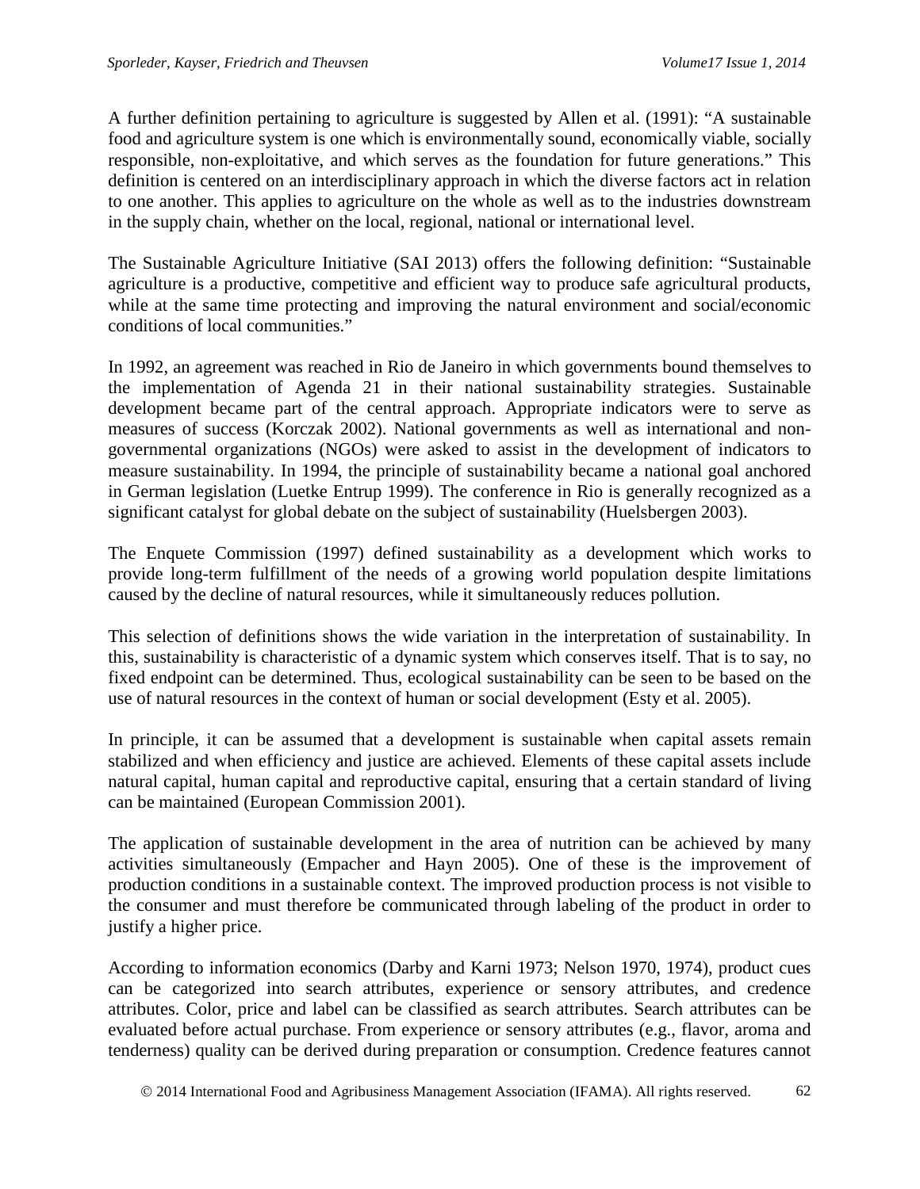A further definition pertaining to agriculture is suggested by Allen et al. (1991): "A sustainable food and agriculture system is one which is environmentally sound, economically viable, socially responsible, non-exploitative, and which serves as the foundation for future generations." This definition is centered on an interdisciplinary approach in which the diverse factors act in relation to one another. This applies to agriculture on the whole as well as to the industries downstream in the supply chain, whether on the local, regional, national or international level.

The Sustainable Agriculture Initiative (SAI 2013) offers the following definition: "Sustainable agriculture is a productive, competitive and efficient way to produce safe agricultural products, while at the same time protecting and improving the natural environment and social/economic conditions of local communities."

In 1992, an agreement was reached in Rio de Janeiro in which governments bound themselves to the implementation of Agenda 21 in their national sustainability strategies. Sustainable development became part of the central approach. Appropriate indicators were to serve as measures of success (Korczak 2002). National governments as well as international and non-governmental organizations (NGOs) were asked to assist in the development of indicators to measure sustainability. In 1994, the principle of sustainability became a national goal anchored in German legislation (Luetke Entrup 1999). The conference in Rio is generally recognized as a significant catalyst for global debate on the subject of sustainability (Huelsbergen 2003).

The Enquete Commission (1997) defined sustainability as a development which works to provide long-term fulfillment of the needs of a growing world population despite limitations caused by the decline of natural resources, while it simultaneously reduces pollution.

This selection of definitions shows the wide variation in the interpretation of sustainability. In this, sustainability is characteristic of a dynamic system which conserves itself. That is to say, no fixed endpoint can be determined. Thus, ecological sustainability can be seen to be based on the use of natural resources in the context of human or social development (Esty et al. 2005).

In principle, it can be assumed that a development is sustainable when capital assets remain stabilized and when efficiency and justice are achieved. Elements of these capital assets include natural capital, human capital and reproductive capital, ensuring that a certain standard of living can be maintained (European Commission 2001).

The application of sustainable development in the area of nutrition can be achieved by many activities simultaneously (Empacher and Hayn 2005). One of these is the improvement of production conditions in a sustainable context. The improved production process is not visible to the consumer and must therefore be communicated through labeling of the product in order to justify a higher price.

According to information economics (Darby and Karni 1973; Nelson 1970, 1974), product cues can be categorized into search attributes, experience or sensory attributes, and credence attributes. Color, price and label can be classified as search attributes. Search attributes can be evaluated before actual purchase. From experience or sensory attributes (e.g., flavor, aroma and tenderness) quality can be derived during preparation or consumption. Credence features cannot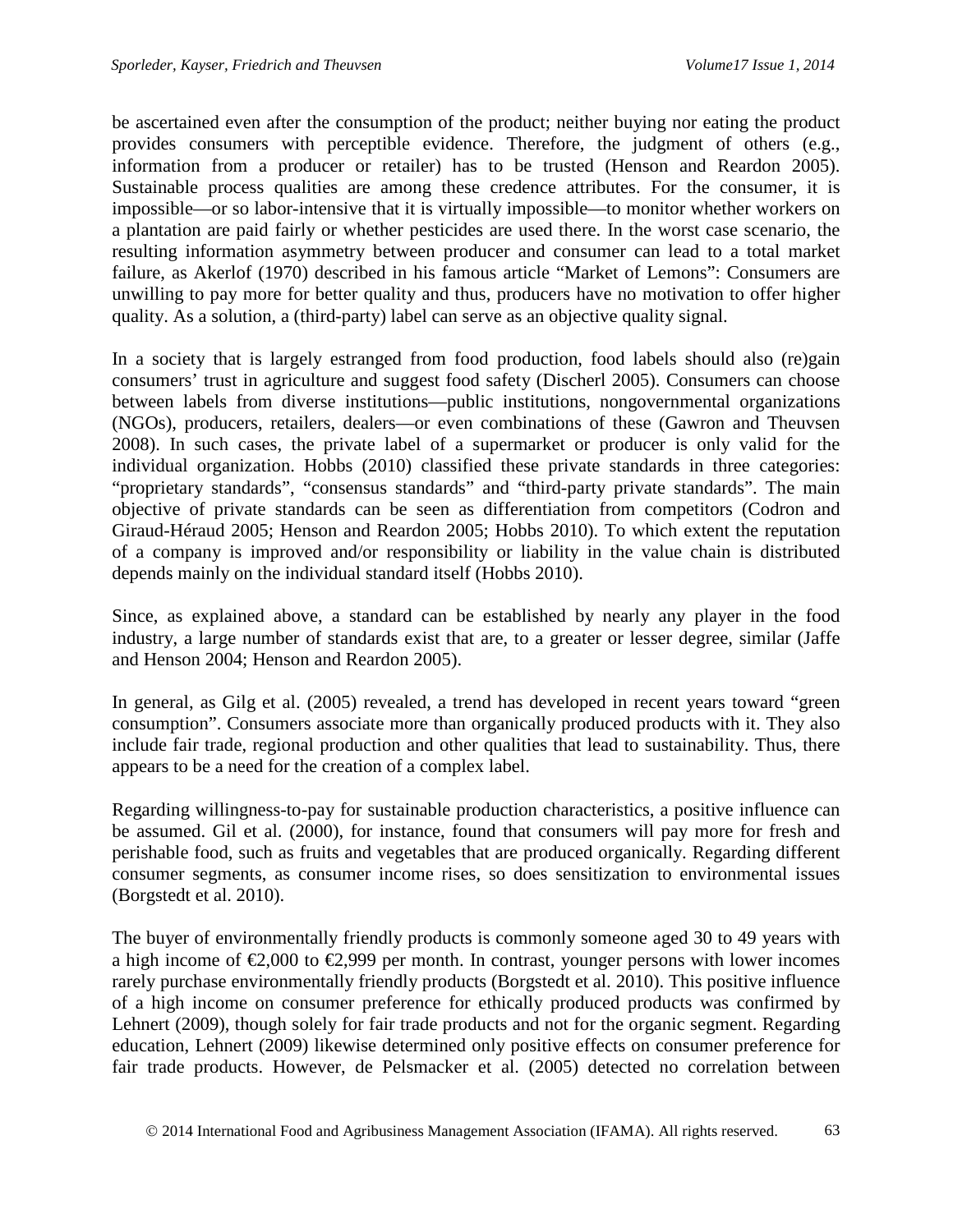be ascertained even after the consumption of the product; neither buying nor eating the product provides consumers with perceptible evidence. Therefore, the judgment of others (e.g., information from a producer or retailer) has to be trusted (Henson and Reardon 2005). Sustainable process qualities are among these credence attributes. For the consumer, it is impossible—or so labor-intensive that it is virtually impossible—to monitor whether workers on a plantation are paid fairly or whether pesticides are used there. In the worst case scenario, the resulting information asymmetry between producer and consumer can lead to a total market failure, as Akerlof (1970) described in his famous article "Market of Lemons": Consumers are unwilling to pay more for better quality and thus, producers have no motivation to offer higher quality. As a solution, a (third-party) label can serve as an objective quality signal.

In a society that is largely estranged from food production, food labels should also (re)gain consumers' trust in agriculture and suggest food safety (Discherl 2005). Consumers can choose between labels from diverse institutions—public institutions, nongovernmental organizations (NGOs), producers, retailers, dealers—or even combinations of these (Gawron and Theuvsen 2008). In such cases, the private label of a supermarket or producer is only valid for the individual organization. Hobbs (2010) classified these private standards in three categories: "proprietary standards", "consensus standards" and "third-party private standards". The main objective of private standards can be seen as differentiation from competitors (Codron and Giraud-Héraud 2005; Henson and Reardon 2005; Hobbs 2010). To which extent the reputation of a company is improved and/or responsibility or liability in the value chain is distributed depends mainly on the individual standard itself (Hobbs 2010).

Since, as explained above, a standard can be established by nearly any player in the food industry, a large number of standards exist that are, to a greater or lesser degree, similar (Jaffe and Henson 2004; Henson and Reardon 2005).

In general, as Gilg et al. (2005) revealed, a trend has developed in recent years toward "green consumption". Consumers associate more than organically produced products with it. They also include fair trade, regional production and other qualities that lead to sustainability. Thus, there appears to be a need for the creation of a complex label.

Regarding willingness-to-pay for sustainable production characteristics, a positive influence can be assumed. Gil et al. (2000), for instance, found that consumers will pay more for fresh and perishable food, such as fruits and vegetables that are produced organically. Regarding different consumer segments, as consumer income rises, so does sensitization to environmental issues (Borgstedt et al. 2010).

The buyer of environmentally friendly products is commonly someone aged 30 to 49 years with a high income of €2,000 to €2,999 per month. In contrast, younger persons with lower incomes rarely purchase environmentally friendly products (Borgstedt et al. 2010). This positive influence of a high income on consumer preference for ethically produced products was confirmed by Lehnert (2009), though solely for fair trade products and not for the organic segment. Regarding education, Lehnert (2009) likewise determined only positive effects on consumer preference for fair trade products. However, de Pelsmacker et al. (2005) detected no correlation between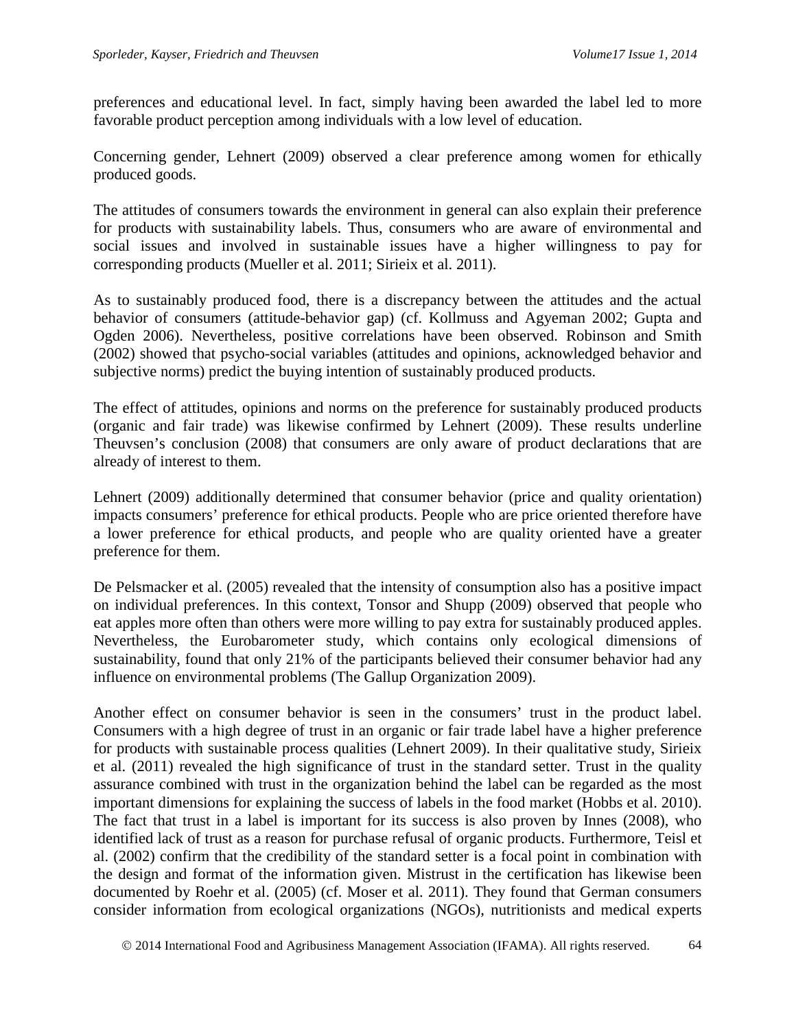preferences and educational level. In fact, simply having been awarded the label led to more favorable product perception among individuals with a low level of education.

Concerning gender, Lehnert (2009) observed a clear preference among women for ethically produced goods.

The attitudes of consumers towards the environment in general can also explain their preference for products with sustainability labels. Thus, consumers who are aware of environmental and social issues and involved in sustainable issues have a higher willingness to pay for corresponding products (Mueller et al. 2011; Sirieix et al. 2011).

As to sustainably produced food, there is a discrepancy between the attitudes and the actual behavior of consumers (attitude-behavior gap) (cf. Kollmuss and Agyeman 2002; Gupta and Ogden 2006). Nevertheless, positive correlations have been observed. Robinson and Smith (2002) showed that psycho-social variables (attitudes and opinions, acknowledged behavior and subjective norms) predict the buying intention of sustainably produced products.

The effect of attitudes, opinions and norms on the preference for sustainably produced products (organic and fair trade) was likewise confirmed by Lehnert (2009). These results underline Theuvsen's conclusion (2008) that consumers are only aware of product declarations that are already of interest to them.

Lehnert (2009) additionally determined that consumer behavior (price and quality orientation) impacts consumers' preference for ethical products. People who are price oriented therefore have a lower preference for ethical products, and people who are quality oriented have a greater preference for them.

De Pelsmacker et al. (2005) revealed that the intensity of consumption also has a positive impact on individual preferences. In this context, Tonsor and Shupp (2009) observed that people who eat apples more often than others were more willing to pay extra for sustainably produced apples. Nevertheless, the Eurobarometer study, which contains only ecological dimensions of sustainability, found that only 21% of the participants believed their consumer behavior had any influence on environmental problems (The Gallup Organization 2009).

Another effect on consumer behavior is seen in the consumers' trust in the product label. Consumers with a high degree of trust in an organic or fair trade label have a higher preference for products with sustainable process qualities (Lehnert 2009). In their qualitative study, Sirieix et al. (2011) revealed the high significance of trust in the standard setter. Trust in the quality assurance combined with trust in the organization behind the label can be regarded as the most important dimensions for explaining the success of labels in the food market (Hobbs et al. 2010). The fact that trust in a label is important for its success is also proven by Innes (2008), who identified lack of trust as a reason for purchase refusal of organic products. Furthermore, Teisl et al. (2002) confirm that the credibility of the standard setter is a focal point in combination with the design and format of the information given. Mistrust in the certification has likewise been documented by Roehr et al. (2005) (cf. Moser et al. 2011). They found that German consumers consider information from ecological organizations (NGOs), nutritionists and medical experts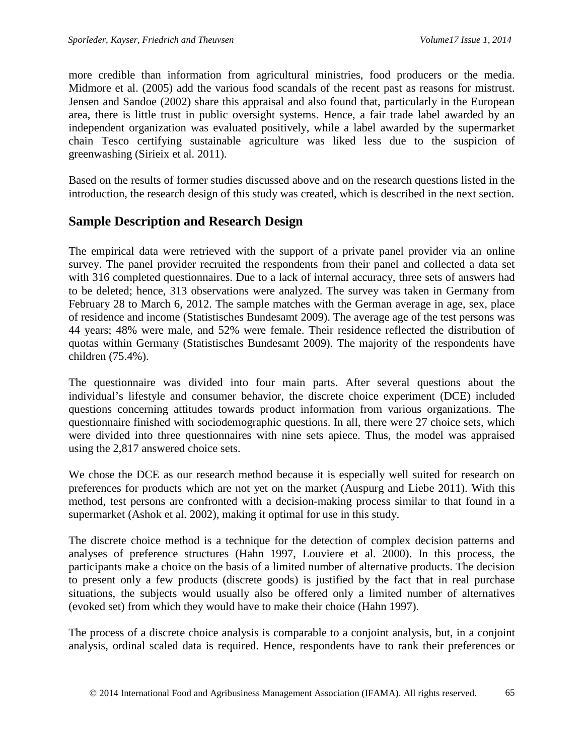more credible than information from agricultural ministries, food producers or the media. Midmore et al. (2005) add the various food scandals of the recent past as reasons for mistrust. Jensen and Sandoe (2002) share this appraisal and also found that, particularly in the European area, there is little trust in public oversight systems. Hence, a fair trade label awarded by an independent organization was evaluated positively, while a label awarded by the supermarket chain Tesco certifying sustainable agriculture was liked less due to the suspicion of greenwashing (Sirieix et al. 2011).

Based on the results of former studies discussed above and on the research questions listed in the introduction, the research design of this study was created, which is described in the next section.

## Sample Description and Research Design

The empirical data were retrieved with the support of a private panel provider via an online survey. The panel provider recruited the respondents from their panel and collected a data set with 316 completed questionnaires. Due to a lack of internal accuracy, three sets of answers had to be deleted; hence, 313 observations were analyzed. The survey was taken in Germany from February 28 to March 6, 2012. The sample matches with the German average in age, sex, place of residence and income (Statistisches Bundesamt 2009). The average age of the test persons was 44 years; 48% were male, and 52% were female. Their residence reflected the distribution of quotas within Germany (Statistisches Bundesamt 2009). The majority of the respondents have children (75.4%).

The questionnaire was divided into four main parts. After several questions about the individual's lifestyle and consumer behavior, the discrete choice experiment (DCE) included questions concerning attitudes towards product information from various organizations. The questionnaire finished with sociodemographic questions. In all, there were 27 choice sets, which were divided into three questionnaires with nine sets apiece. Thus, the model was appraised using the 2,817 answered choice sets.

We chose the DCE as our research method because it is especially well suited for research on preferences for products which are not yet on the market (Auspurg and Liebe 2011). With this method, test persons are confronted with a decision-making process similar to that found in a supermarket (Ashok et al. 2002), making it optimal for use in this study.

The discrete choice method is a technique for the detection of complex decision patterns and analyses of preference structures (Hahn 1997, Louviere et al. 2000). In this process, the participants make a choice on the basis of a limited number of alternative products. The decision to present only a few products (discrete goods) is justified by the fact that in real purchase situations, the subjects would usually also be offered only a limited number of alternatives (evoked set) from which they would have to make their choice (Hahn 1997).

The process of a discrete choice analysis is comparable to a conjoint analysis, but, in a conjoint analysis, ordinal scaled data is required. Hence, respondents have to rank their preferences or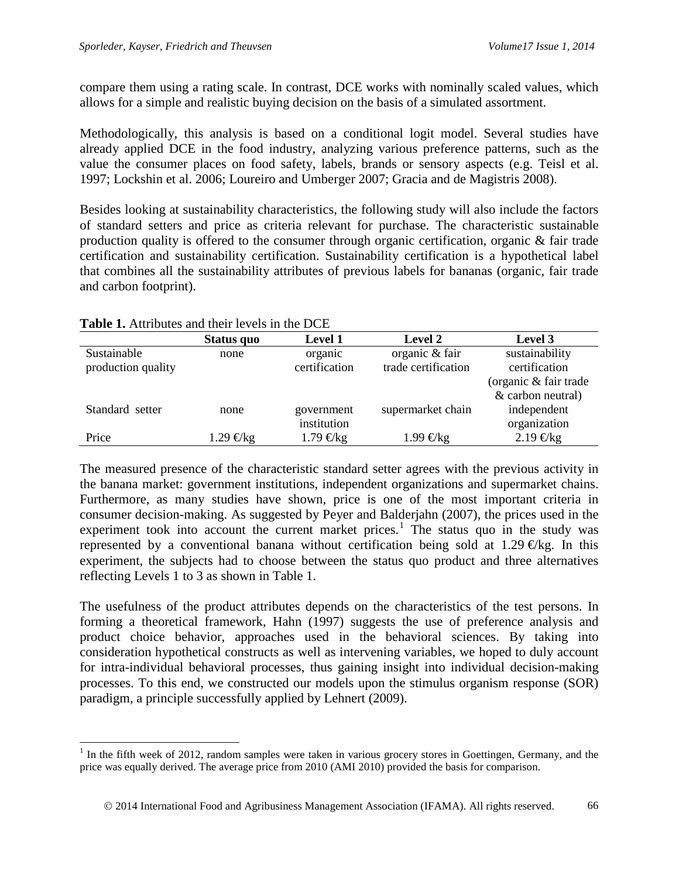compare them using a rating scale. In contrast, DCE works with nominally scaled values, which allows for a simple and realistic buying decision on the basis of a simulated assortment.

Methodologically, this analysis is based on a conditional logit model. Several studies have already applied DCE in the food industry, analyzing various preference patterns, such as the value the consumer places on food safety, labels, brands or sensory aspects (e.g. Teisl et al. 1997; Lockshin et al. 2006; Loureiro and Umberger 2007; Gracia and de Magistris 2008).

Besides looking at sustainability characteristics, the following study will also include the factors of standard setters and price as criteria relevant for purchase. The characteristic sustainable production quality is offered to the consumer through organic certification, organic & fair trade certification and sustainability certification. Sustainability certification is a hypothetical label that combines all the sustainability attributes of previous labels for bananas (organic, fair trade and carbon footprint).

**Table 1.** Attributes and their levels in the DCE

| | Status quo | Level 1 | Level 2 | Level 3 |
|---|---|---|---|---|
| Sustainable production quality | none | organic certification | organic & fair trade certification | sustainability certification (organic & fair trade & carbon neutral) |
| Standard setter | none | government institution | supermarket chain | independent organization |
| Price | 1.29 €/kg | 1.79 €/kg | 1.99 €/kg | 2.19 €/kg |

The measured presence of the characteristic standard setter agrees with the previous activity in the banana market: government institutions, independent organizations and supermarket chains. Furthermore, as many studies have shown, price is one of the most important criteria in consumer decision-making. As suggested by Peyer and Balderjahn (2007), the prices used in the experiment took into account the current market prices.[1] The status quo in the study was represented by a conventional banana without certification being sold at 1.29 €/kg. In this experiment, the subjects had to choose between the status quo product and three alternatives reflecting Levels 1 to 3 as shown in Table 1.

The usefulness of the product attributes depends on the characteristics of the test persons. In forming a theoretical framework, Hahn (1997) suggests the use of preference analysis and product choice behavior, approaches used in the behavioral sciences. By taking into consideration hypothetical constructs as well as intervening variables, we hoped to duly account for intra-individual behavioral processes, thus gaining insight into individual decision-making processes. To this end, we constructed our models upon the stimulus organism response (SOR) paradigm, a principle successfully applied by Lehnert (2009).

[1] In the fifth week of 2012, random samples were taken in various grocery stores in Goettingen, Germany, and the price was equally derived. The average price from 2010 (AMI 2010) provided the basis for comparison.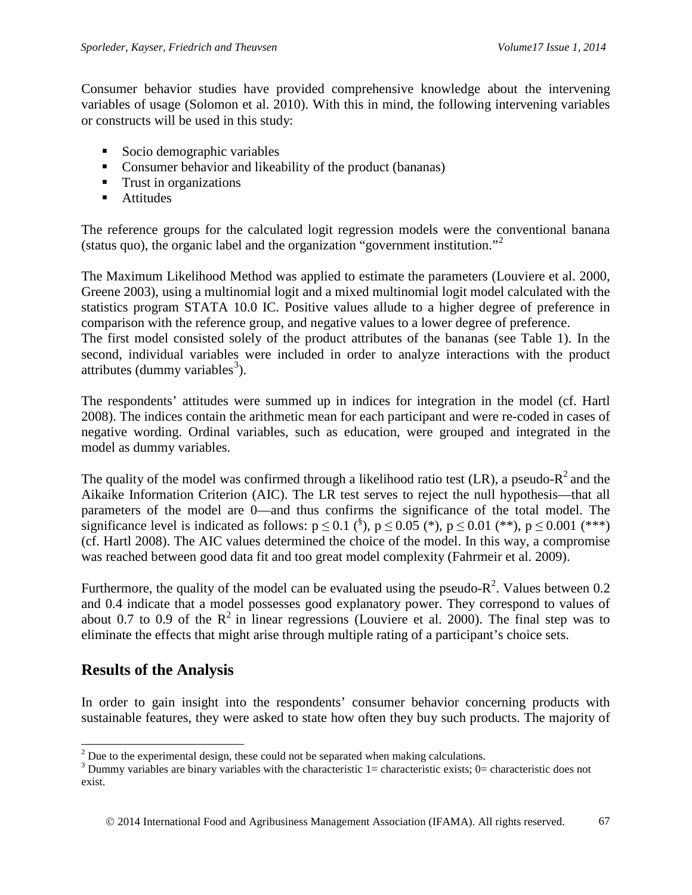Consumer behavior studies have provided comprehensive knowledge about the intervening variables of usage (Solomon et al. 2010). With this in mind, the following intervening variables or constructs will be used in this study:

- Socio demographic variables
- Consumer behavior and likeability of the product (bananas)
- Trust in organizations
- Attitudes

The reference groups for the calculated logit regression models were the conventional banana (status quo), the organic label and the organization "government institution."[2]

The Maximum Likelihood Method was applied to estimate the parameters (Louviere et al. 2000, Greene 2003), using a multinomial logit and a mixed multinomial logit model calculated with the statistics program STATA 10.0 IC. Positive values allude to a higher degree of preference in comparison with the reference group, and negative values to a lower degree of preference.
The first model consisted solely of the product attributes of the bananas (see Table 1). In the second, individual variables were included in order to analyze interactions with the product attributes (dummy variables[3]).

The respondents' attitudes were summed up in indices for integration in the model (cf. Hartl 2008). The indices contain the arithmetic mean for each participant and were re-coded in cases of negative wording. Ordinal variables, such as education, were grouped and integrated in the model as dummy variables.

The quality of the model was confirmed through a likelihood ratio test (LR), a pseudo-$R^2$ and the Aikaike Information Criterion (AIC). The LR test serves to reject the null hypothesis—that all parameters of the model are 0—and thus confirms the significance of the total model. The significance level is indicated as follows: $p \leq 0.1$ (§), $p \leq 0.05$ (*), $p \leq 0.01$ (**), $p \leq 0.001$ (***) (cf. Hartl 2008). The AIC values determined the choice of the model. In this way, a compromise was reached between good data fit and too great model complexity (Fahrmeir et al. 2009).

Furthermore, the quality of the model can be evaluated using the pseudo-$R^2$. Values between 0.2 and 0.4 indicate that a model possesses good explanatory power. They correspond to values of about 0.7 to 0.9 of the $R^2$ in linear regressions (Louviere et al. 2000). The final step was to eliminate the effects that might arise through multiple rating of a participant's choice sets.

## Results of the Analysis

In order to gain insight into the respondents' consumer behavior concerning products with sustainable features, they were asked to state how often they buy such products. The majority of

[2] Due to the experimental design, these could not be separated when making calculations.
[3] Dummy variables are binary variables with the characteristic 1= characteristic exists; 0= characteristic does not exist.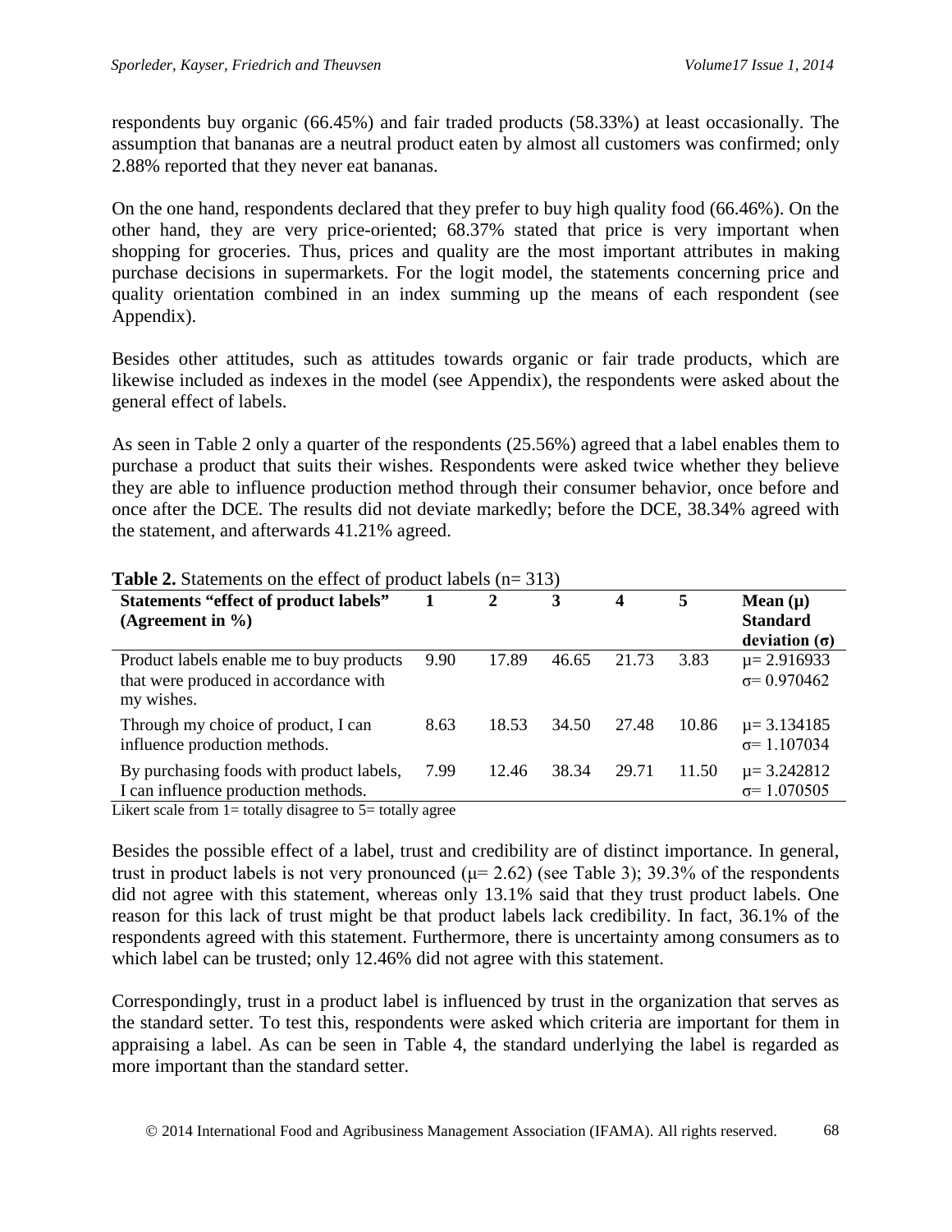respondents buy organic (66.45%) and fair traded products (58.33%) at least occasionally. The assumption that bananas are a neutral product eaten by almost all customers was confirmed; only 2.88% reported that they never eat bananas.

On the one hand, respondents declared that they prefer to buy high quality food (66.46%). On the other hand, they are very price-oriented; 68.37% stated that price is very important when shopping for groceries. Thus, prices and quality are the most important attributes in making purchase decisions in supermarkets. For the logit model, the statements concerning price and quality orientation combined in an index summing up the means of each respondent (see Appendix).

Besides other attitudes, such as attitudes towards organic or fair trade products, which are likewise included as indexes in the model (see Appendix), the respondents were asked about the general effect of labels.

As seen in Table 2 only a quarter of the respondents (25.56%) agreed that a label enables them to purchase a product that suits their wishes. Respondents were asked twice whether they believe they are able to influence production method through their consumer behavior, once before and once after the DCE. The results did not deviate markedly; before the DCE, 38.34% agreed with the statement, and afterwards 41.21% agreed.

**Table 2.** Statements on the effect of product labels (n= 313)

| **Statements "effect of product labels" (Agreement in %)** | **1** | **2** | **3** | **4** | **5** | **Mean (μ) Standard deviation (σ)** |
|---|---|---|---|---|---|---|
| Product labels enable me to buy products that were produced in accordance with my wishes. | 9.90 | 17.89 | 46.65 | 21.73 | 3.83 | μ= 2.916933 σ= 0.970462 |
| Through my choice of product, I can influence production methods. | 8.63 | 18.53 | 34.50 | 27.48 | 10.86 | μ= 3.134185 σ= 1.107034 |
| By purchasing foods with product labels, I can influence production methods. | 7.99 | 12.46 | 38.34 | 29.71 | 11.50 | μ= 3.242812 σ= 1.070505 |

Likert scale from 1= totally disagree to 5= totally agree

Besides the possible effect of a label, trust and credibility are of distinct importance. In general, trust in product labels is not very pronounced (μ= 2.62) (see Table 3); 39.3% of the respondents did not agree with this statement, whereas only 13.1% said that they trust product labels. One reason for this lack of trust might be that product labels lack credibility. In fact, 36.1% of the respondents agreed with this statement. Furthermore, there is uncertainty among consumers as to which label can be trusted; only 12.46% did not agree with this statement.

Correspondingly, trust in a product label is influenced by trust in the organization that serves as the standard setter. To test this, respondents were asked which criteria are important for them in appraising a label. As can be seen in Table 4, the standard underlying the label is regarded as more important than the standard setter.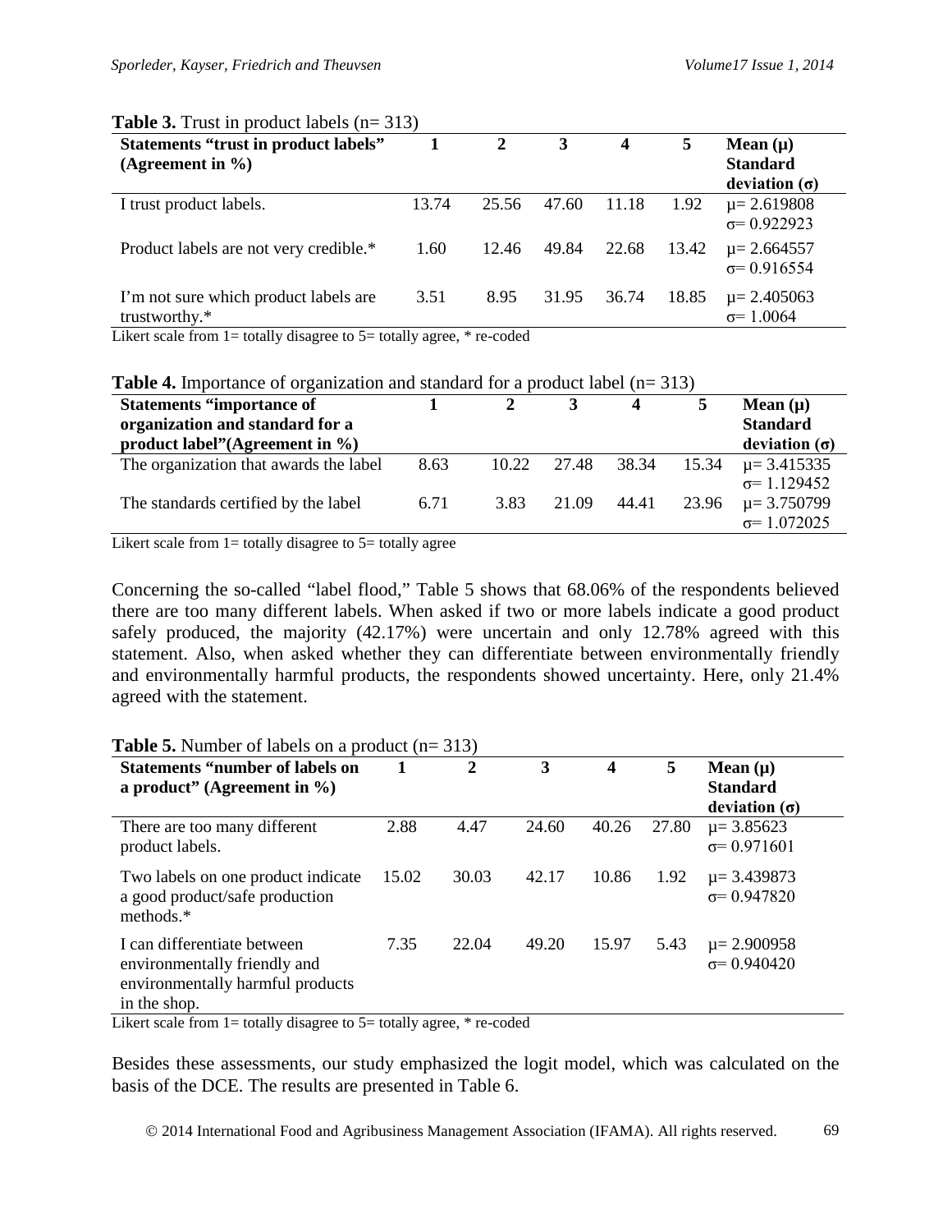**Table 3.** Trust in product labels (n= 313)

| Statements "trust in product labels" (Agreement in %) | 1 | 2 | 3 | 4 | 5 | Mean (μ) Standard deviation (σ) |
|---|---|---|---|---|---|---|
| I trust product labels. | 13.74 | 25.56 | 47.60 | 11.18 | 1.92 | μ= 2.619808 σ= 0.922923 |
| Product labels are not very credible.* | 1.60 | 12.46 | 49.84 | 22.68 | 13.42 | μ= 2.664557 σ= 0.916554 |
| I'm not sure which product labels are trustworthy.* | 3.51 | 8.95 | 31.95 | 36.74 | 18.85 | μ= 2.405063 σ= 1.0064 |

Likert scale from 1= totally disagree to 5= totally agree, * re-coded

**Table 4.** Importance of organization and standard for a product label (n= 313)

| Statements "importance of organization and standard for a product label"(Agreement in %) | 1 | 2 | 3 | 4 | 5 | Mean (μ) Standard deviation (σ) |
|---|---|---|---|---|---|---|
| The organization that awards the label | 8.63 | 10.22 | 27.48 | 38.34 | 15.34 | μ= 3.415335 σ= 1.129452 |
| The standards certified by the label | 6.71 | 3.83 | 21.09 | 44.41 | 23.96 | μ= 3.750799 σ= 1.072025 |

Likert scale from 1= totally disagree to 5= totally agree

Concerning the so-called "label flood," Table 5 shows that 68.06% of the respondents believed there are too many different labels. When asked if two or more labels indicate a good product safely produced, the majority (42.17%) were uncertain and only 12.78% agreed with this statement. Also, when asked whether they can differentiate between environmentally friendly and environmentally harmful products, the respondents showed uncertainty. Here, only 21.4% agreed with the statement.

**Table 5.** Number of labels on a product (n= 313)

| Statements "number of labels on a product" (Agreement in %) | 1 | 2 | 3 | 4 | 5 | Mean (μ) Standard deviation (σ) |
|---|---|---|---|---|---|---|
| There are too many different product labels. | 2.88 | 4.47 | 24.60 | 40.26 | 27.80 | μ= 3.85623 σ= 0.971601 |
| Two labels on one product indicate a good product/safe production methods.* | 15.02 | 30.03 | 42.17 | 10.86 | 1.92 | μ= 3.439873 σ= 0.947820 |
| I can differentiate between environmentally friendly and environmentally harmful products in the shop. | 7.35 | 22.04 | 49.20 | 15.97 | 5.43 | μ= 2.900958 σ= 0.940420 |

Likert scale from 1= totally disagree to 5= totally agree, * re-coded

Besides these assessments, our study emphasized the logit model, which was calculated on the basis of the DCE. The results are presented in Table 6.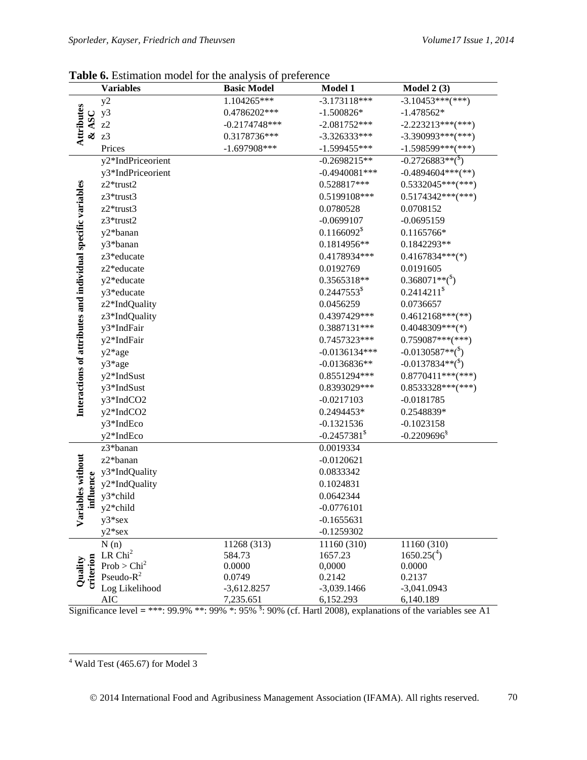**Table 6.** Estimation model for the analysis of preference

| | Variables | Basic Model | Model 1 | Model 2 (3) |
|---|---|---|---|---|
| Attributes & ASC | y2 | 1.104265*** | -3.173118*** | -3.10453***(***) |
| | y3 | 0.4786202*** | -1.500826* | -1.478562* |
| | z2 | -0.2174748*** | -2.081752*** | -2.223213***(***) |
| | z3 | 0.3178736*** | -3.326333*** | -3.390993***(***) |
| | Prices | -1.697908*** | -1.599455*** | -1.598599***(***) |
| Interactions of attributes and individual specific variables | y2*IndPriceorient | | -0.2698215** | -0.2726883**($) |
| | y3*IndPriceorient | | -0.4940081*** | -0.4894604***(**) |
| | z2*trust2 | | 0.528817*** | 0.5332045***(***) |
| | z3*trust3 | | 0.5199108*** | 0.5174342***(***) |
| | z2*trust3 | | 0.0780528 | 0.0708152 |
| | z3*trust2 | | -0.0699107 | -0.0695159 |
| | y2*banan | | 0.1166092$ | 0.1165766* |
| | y3*banan | | 0.1814956** | 0.1842293** |
| | z3*educate | | 0.4178934*** | 0.4167834***(*) |
| | z2*educate | | 0.0192769 | 0.0191605 |
| | y2*educate | | 0.3565318** | 0.368071**($) |
| | y3*educate | | 0.2447553$ | 0.2414211$ |
| | z2*IndQuality | | 0.0456259 | 0.0736657 |
| | z3*IndQuality | | 0.4397429*** | 0.4612168***(**) |
| | y3*IndFair | | 0.3887131*** | 0.4048309***(*) |
| | y2*IndFair | | 0.7457323*** | 0.759087***(***) |
| | y2*age | | -0.0136134*** | -0.0130587**($) |
| | y3*age | | -0.0136836** | -0.0137834**($) |
| | y2*IndSust | | 0.8551294*** | 0.8770411***(***) |
| | y3*IndSust | | 0.8393029*** | 0.8533328***(***) |
| | y3*IndCO2 | | -0.0217103 | -0.0181785 |
| | y2*IndCO2 | | 0.2494453* | 0.2548839* |
| | y3*IndEco | | -0.1321536 | -0.1023158 |
| | y2*IndEco | | -0.2457381$ | -0.2209696$ |
| Variables without influence | z3*banan | | 0.0019334 | |
| | z2*banan | | -0.0120621 | |
| | y3*IndQuality | | 0.0833342 | |
| | y2*IndQuality | | 0.1024831 | |
| | y3*child | | 0.0642344 | |
| | y2*child | | -0.0776101 | |
| | y3*sex | | -0.1655631 | |
| | y2*sex | | -0.1259302 | |
| Quality criterion | N (n) | 11268 (313) | 11160 (310) | 11160 (310) |
| | LR $Chi^2$ | 584.73 | 1657.23 | 1650.25([4]) |
| | Prob > $Chi^2$ | 0.0000 | 0,0000 | 0.0000 |
| | Pseudo-$R^2$ | 0.0749 | 0.2142 | 0.2137 |
| | Log Likelihood | -3,612.8257 | -3,039.1466 | -3,041.0943 |
| | AIC | 7,235.651 | 6,152.293 | 6,140.189 |

Significance level = ***: 99.9% **: 99% *: 95% $: 90% (cf. Hartl 2008), explanations of the variables see A1

[4] Wald Test (465.67) for Model 3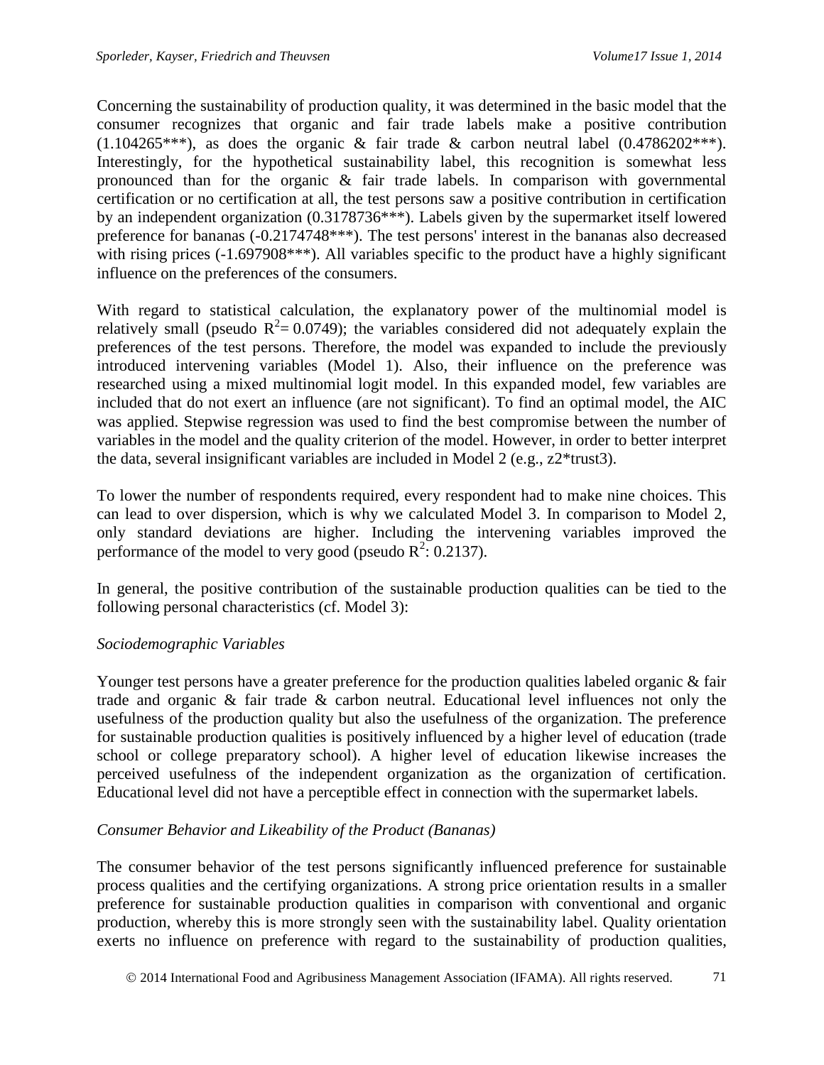Concerning the sustainability of production quality, it was determined in the basic model that the consumer recognizes that organic and fair trade labels make a positive contribution (1.104265***), as does the organic & fair trade & carbon neutral label (0.4786202***). Interestingly, for the hypothetical sustainability label, this recognition is somewhat less pronounced than for the organic & fair trade labels. In comparison with governmental certification or no certification at all, the test persons saw a positive contribution in certification by an independent organization (0.3178736***). Labels given by the supermarket itself lowered preference for bananas (-0.2174748***). The test persons' interest in the bananas also decreased with rising prices (-1.697908***). All variables specific to the product have a highly significant influence on the preferences of the consumers.

With regard to statistical calculation, the explanatory power of the multinomial model is relatively small (pseudo $R^2 = 0.0749$); the variables considered did not adequately explain the preferences of the test persons. Therefore, the model was expanded to include the previously introduced intervening variables (Model 1). Also, their influence on the preference was researched using a mixed multinomial logit model. In this expanded model, few variables are included that do not exert an influence (are not significant). To find an optimal model, the AIC was applied. Stepwise regression was used to find the best compromise between the number of variables in the model and the quality criterion of the model. However, in order to better interpret the data, several insignificant variables are included in Model 2 (e.g., z2*trust3).

To lower the number of respondents required, every respondent had to make nine choices. This can lead to over dispersion, which is why we calculated Model 3. In comparison to Model 2, only standard deviations are higher. Including the intervening variables improved the performance of the model to very good (pseudo $R^2$: 0.2137).

In general, the positive contribution of the sustainable production qualities can be tied to the following personal characteristics (cf. Model 3):

*Sociodemographic Variables*

Younger test persons have a greater preference for the production qualities labeled organic & fair trade and organic & fair trade & carbon neutral. Educational level influences not only the usefulness of the production quality but also the usefulness of the organization. The preference for sustainable production qualities is positively influenced by a higher level of education (trade school or college preparatory school). A higher level of education likewise increases the perceived usefulness of the independent organization as the organization of certification. Educational level did not have a perceptible effect in connection with the supermarket labels.

*Consumer Behavior and Likeability of the Product (Bananas)*

The consumer behavior of the test persons significantly influenced preference for sustainable process qualities and the certifying organizations. A strong price orientation results in a smaller preference for sustainable production qualities in comparison with conventional and organic production, whereby this is more strongly seen with the sustainability label. Quality orientation exerts no influence on preference with regard to the sustainability of production qualities,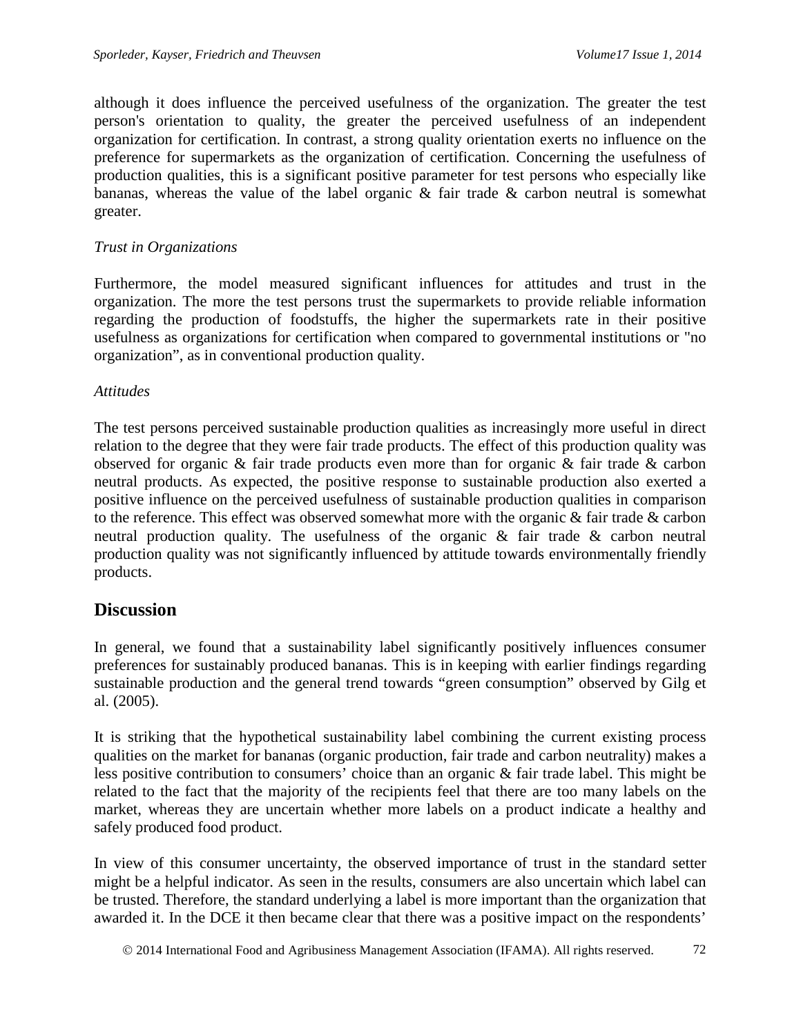although it does influence the perceived usefulness of the organization. The greater the test person's orientation to quality, the greater the perceived usefulness of an independent organization for certification. In contrast, a strong quality orientation exerts no influence on the preference for supermarkets as the organization of certification. Concerning the usefulness of production qualities, this is a significant positive parameter for test persons who especially like bananas, whereas the value of the label organic & fair trade & carbon neutral is somewhat greater.

*Trust in Organizations*

Furthermore, the model measured significant influences for attitudes and trust in the organization. The more the test persons trust the supermarkets to provide reliable information regarding the production of foodstuffs, the higher the supermarkets rate in their positive usefulness as organizations for certification when compared to governmental institutions or "no organization", as in conventional production quality.

*Attitudes*

The test persons perceived sustainable production qualities as increasingly more useful in direct relation to the degree that they were fair trade products. The effect of this production quality was observed for organic & fair trade products even more than for organic & fair trade & carbon neutral products. As expected, the positive response to sustainable production also exerted a positive influence on the perceived usefulness of sustainable production qualities in comparison to the reference. This effect was observed somewhat more with the organic & fair trade & carbon neutral production quality. The usefulness of the organic & fair trade & carbon neutral production quality was not significantly influenced by attitude towards environmentally friendly products.

## Discussion

In general, we found that a sustainability label significantly positively influences consumer preferences for sustainably produced bananas. This is in keeping with earlier findings regarding sustainable production and the general trend towards "green consumption" observed by Gilg et al. (2005).

It is striking that the hypothetical sustainability label combining the current existing process qualities on the market for bananas (organic production, fair trade and carbon neutrality) makes a less positive contribution to consumers' choice than an organic & fair trade label. This might be related to the fact that the majority of the recipients feel that there are too many labels on the market, whereas they are uncertain whether more labels on a product indicate a healthy and safely produced food product.

In view of this consumer uncertainty, the observed importance of trust in the standard setter might be a helpful indicator. As seen in the results, consumers are also uncertain which label can be trusted. Therefore, the standard underlying a label is more important than the organization that awarded it. In the DCE it then became clear that there was a positive impact on the respondents'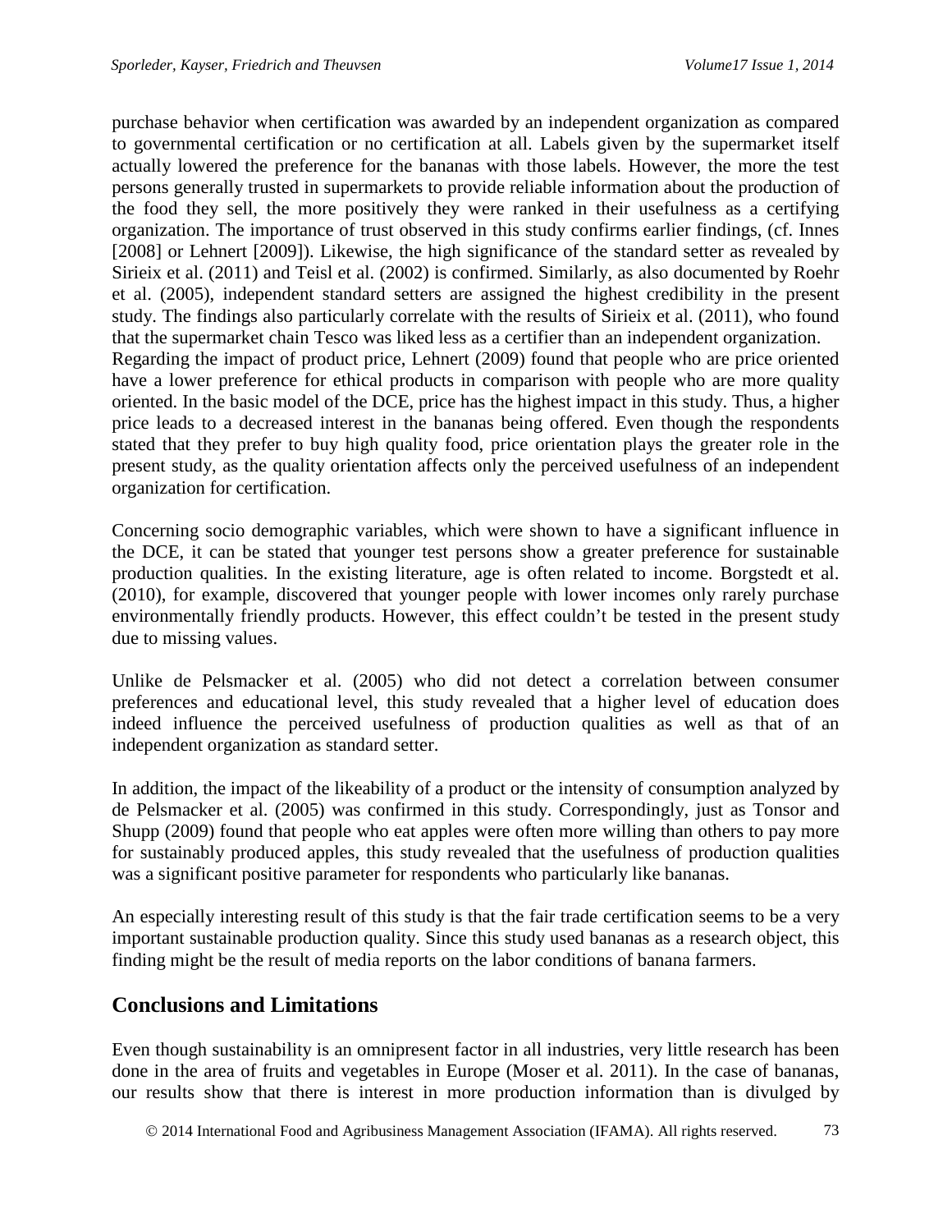purchase behavior when certification was awarded by an independent organization as compared to governmental certification or no certification at all. Labels given by the supermarket itself actually lowered the preference for the bananas with those labels. However, the more the test persons generally trusted in supermarkets to provide reliable information about the production of the food they sell, the more positively they were ranked in their usefulness as a certifying organization. The importance of trust observed in this study confirms earlier findings, (cf. Innes [2008] or Lehnert [2009]). Likewise, the high significance of the standard setter as revealed by Sirieix et al. (2011) and Teisl et al. (2002) is confirmed. Similarly, as also documented by Roehr et al. (2005), independent standard setters are assigned the highest credibility in the present study. The findings also particularly correlate with the results of Sirieix et al. (2011), who found that the supermarket chain Tesco was liked less as a certifier than an independent organization.
Regarding the impact of product price, Lehnert (2009) found that people who are price oriented have a lower preference for ethical products in comparison with people who are more quality oriented. In the basic model of the DCE, price has the highest impact in this study. Thus, a higher price leads to a decreased interest in the bananas being offered. Even though the respondents stated that they prefer to buy high quality food, price orientation plays the greater role in the present study, as the quality orientation affects only the perceived usefulness of an independent organization for certification.

Concerning socio demographic variables, which were shown to have a significant influence in the DCE, it can be stated that younger test persons show a greater preference for sustainable production qualities. In the existing literature, age is often related to income. Borgstedt et al. (2010), for example, discovered that younger people with lower incomes only rarely purchase environmentally friendly products. However, this effect couldn't be tested in the present study due to missing values.

Unlike de Pelsmacker et al. (2005) who did not detect a correlation between consumer preferences and educational level, this study revealed that a higher level of education does indeed influence the perceived usefulness of production qualities as well as that of an independent organization as standard setter.

In addition, the impact of the likeability of a product or the intensity of consumption analyzed by de Pelsmacker et al. (2005) was confirmed in this study. Correspondingly, just as Tonsor and Shupp (2009) found that people who eat apples were often more willing than others to pay more for sustainably produced apples, this study revealed that the usefulness of production qualities was a significant positive parameter for respondents who particularly like bananas.

An especially interesting result of this study is that the fair trade certification seems to be a very important sustainable production quality. Since this study used bananas as a research object, this finding might be the result of media reports on the labor conditions of banana farmers.

## Conclusions and Limitations

Even though sustainability is an omnipresent factor in all industries, very little research has been done in the area of fruits and vegetables in Europe (Moser et al. 2011). In the case of bananas, our results show that there is interest in more production information than is divulged by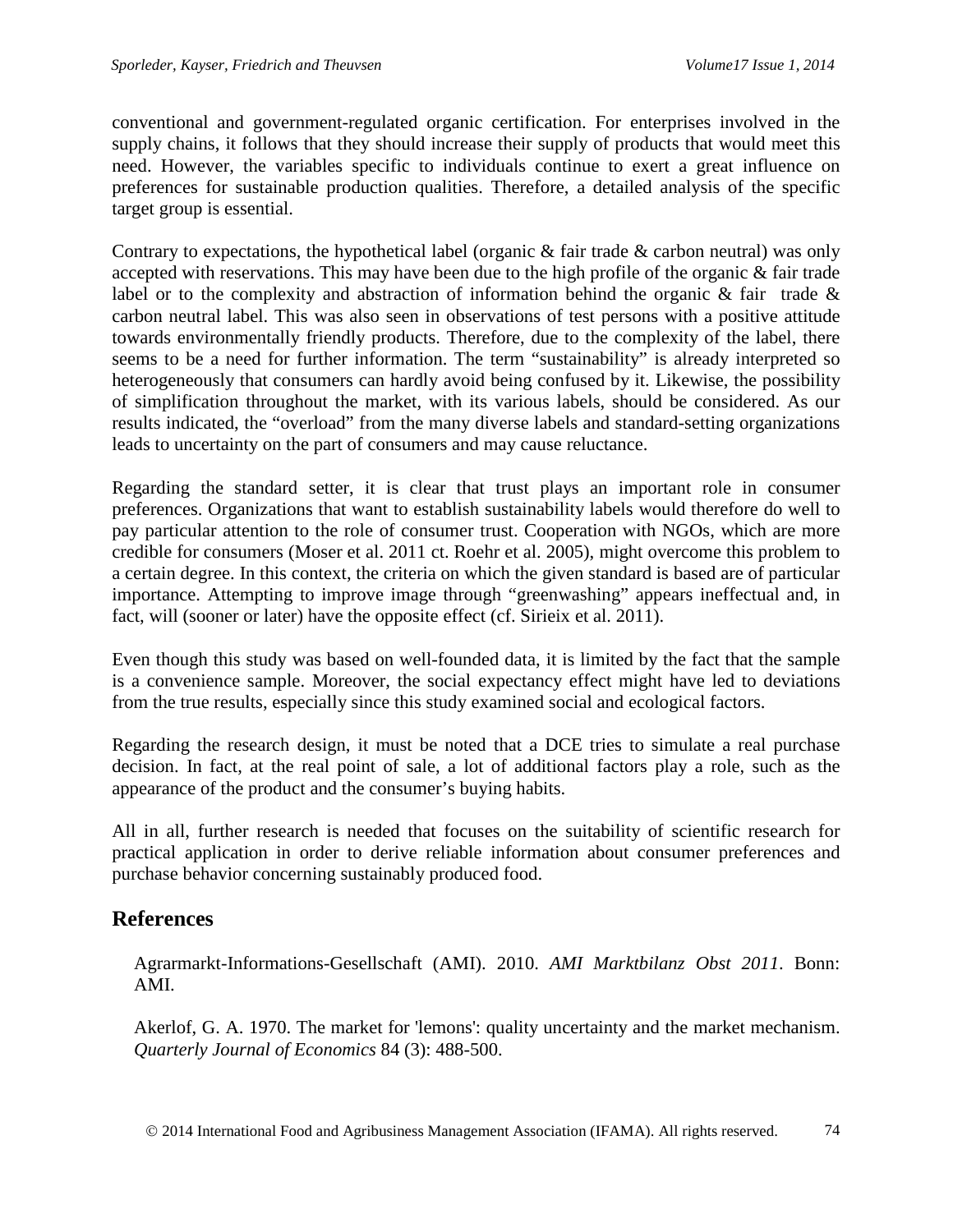conventional and government-regulated organic certification. For enterprises involved in the supply chains, it follows that they should increase their supply of products that would meet this need. However, the variables specific to individuals continue to exert a great influence on preferences for sustainable production qualities. Therefore, a detailed analysis of the specific target group is essential.

Contrary to expectations, the hypothetical label (organic & fair trade & carbon neutral) was only accepted with reservations. This may have been due to the high profile of the organic & fair trade label or to the complexity and abstraction of information behind the organic & fair trade & carbon neutral label. This was also seen in observations of test persons with a positive attitude towards environmentally friendly products. Therefore, due to the complexity of the label, there seems to be a need for further information. The term "sustainability" is already interpreted so heterogeneously that consumers can hardly avoid being confused by it. Likewise, the possibility of simplification throughout the market, with its various labels, should be considered. As our results indicated, the "overload" from the many diverse labels and standard-setting organizations leads to uncertainty on the part of consumers and may cause reluctance.

Regarding the standard setter, it is clear that trust plays an important role in consumer preferences. Organizations that want to establish sustainability labels would therefore do well to pay particular attention to the role of consumer trust. Cooperation with NGOs, which are more credible for consumers (Moser et al. 2011 ct. Roehr et al. 2005), might overcome this problem to a certain degree. In this context, the criteria on which the given standard is based are of particular importance. Attempting to improve image through "greenwashing" appears ineffectual and, in fact, will (sooner or later) have the opposite effect (cf. Sirieix et al. 2011).

Even though this study was based on well-founded data, it is limited by the fact that the sample is a convenience sample. Moreover, the social expectancy effect might have led to deviations from the true results, especially since this study examined social and ecological factors.

Regarding the research design, it must be noted that a DCE tries to simulate a real purchase decision. In fact, at the real point of sale, a lot of additional factors play a role, such as the appearance of the product and the consumer's buying habits.

All in all, further research is needed that focuses on the suitability of scientific research for practical application in order to derive reliable information about consumer preferences and purchase behavior concerning sustainably produced food.

## References

Agrarmarkt-Informations-Gesellschaft (AMI). 2010. *AMI Marktbilanz Obst 2011*. Bonn: AMI.

Akerlof, G. A. 1970. The market for 'lemons': quality uncertainty and the market mechanism. *Quarterly Journal of Economics* 84 (3): 488-500.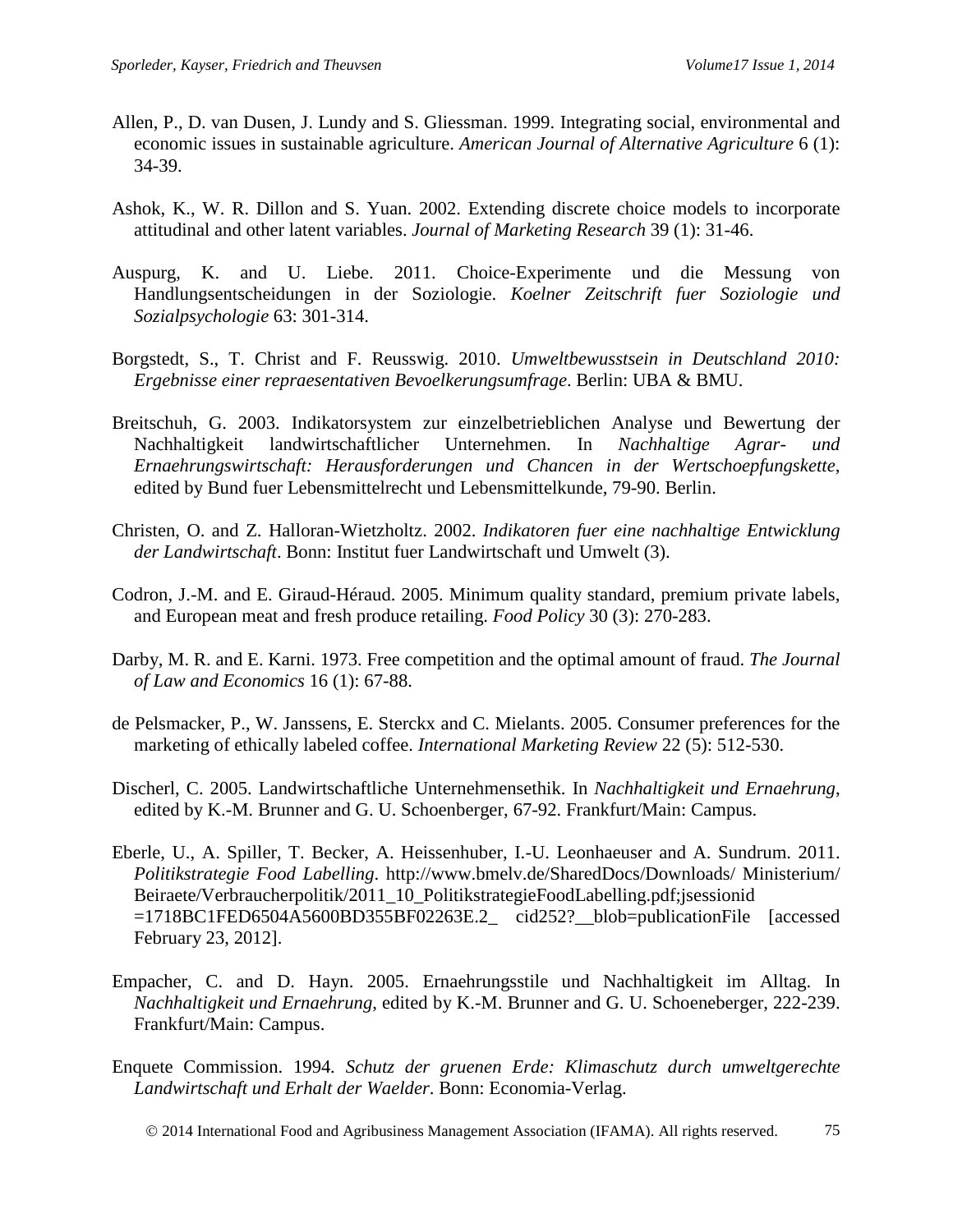Allen, P., D. van Dusen, J. Lundy and S. Gliessman. 1999. Integrating social, environmental and economic issues in sustainable agriculture. *American Journal of Alternative Agriculture* 6 (1): 34-39.

Ashok, K., W. R. Dillon and S. Yuan. 2002. Extending discrete choice models to incorporate attitudinal and other latent variables. *Journal of Marketing Research* 39 (1): 31-46.

Auspurg, K. and U. Liebe. 2011. Choice-Experimente und die Messung von Handlungsentscheidungen in der Soziologie. *Koelner Zeitschrift fuer Soziologie und Sozialpsychologie* 63: 301-314.

Borgstedt, S., T. Christ and F. Reusswig. 2010. *Umweltbewusstsein in Deutschland 2010: Ergebnisse einer repraesentativen Bevoelkerungsumfrage*. Berlin: UBA & BMU.

Breitschuh, G. 2003. Indikatorsystem zur einzelbetrieblichen Analyse und Bewertung der Nachhaltigkeit landwirtschaftlicher Unternehmen. In *Nachhaltige Agrar- und Ernaehrungswirtschaft: Herausforderungen und Chancen in der Wertschoepfungskette*, edited by Bund fuer Lebensmittelrecht und Lebensmittelkunde, 79-90. Berlin.

Christen, O. and Z. Halloran-Wietzholtz. 2002. *Indikatoren fuer eine nachhaltige Entwicklung der Landwirtschaft*. Bonn: Institut fuer Landwirtschaft und Umwelt (3).

Codron, J.-M. and E. Giraud-Héraud. 2005. Minimum quality standard, premium private labels, and European meat and fresh produce retailing. *Food Policy* 30 (3): 270-283.

Darby, M. R. and E. Karni. 1973. Free competition and the optimal amount of fraud. *The Journal of Law and Economics* 16 (1): 67-88.

de Pelsmacker, P., W. Janssens, E. Sterckx and C. Mielants. 2005. Consumer preferences for the marketing of ethically labeled coffee. *International Marketing Review* 22 (5): 512-530.

Discherl, C. 2005. Landwirtschaftliche Unternehmensethik. In *Nachhaltigkeit und Ernaehrung*, edited by K.-M. Brunner and G. U. Schoenberger, 67-92. Frankfurt/Main: Campus.

Eberle, U., A. Spiller, T. Becker, A. Heissenhuber, I.-U. Leonhaeuser and A. Sundrum. 2011. *Politikstrategie Food Labelling*. http://www.bmelv.de/SharedDocs/Downloads/ Ministerium/ Beiraete/Verbraucherpolitik/2011_10_PolitikstrategieFoodLabelling.pdf;jsessionid =1718BC1FED6504A5600BD355BF02263E.2_ cid252?__blob=publicationFile [accessed February 23, 2012].

Empacher, C. and D. Hayn. 2005. Ernaehrungsstile und Nachhaltigkeit im Alltag. In *Nachhaltigkeit und Ernaehrung*, edited by K.-M. Brunner and G. U. Schoeneberger, 222-239. Frankfurt/Main: Campus.

Enquete Commission. 1994. *Schutz der gruenen Erde: Klimaschutz durch umweltgerechte Landwirtschaft und Erhalt der Waelder*. Bonn: Economia-Verlag.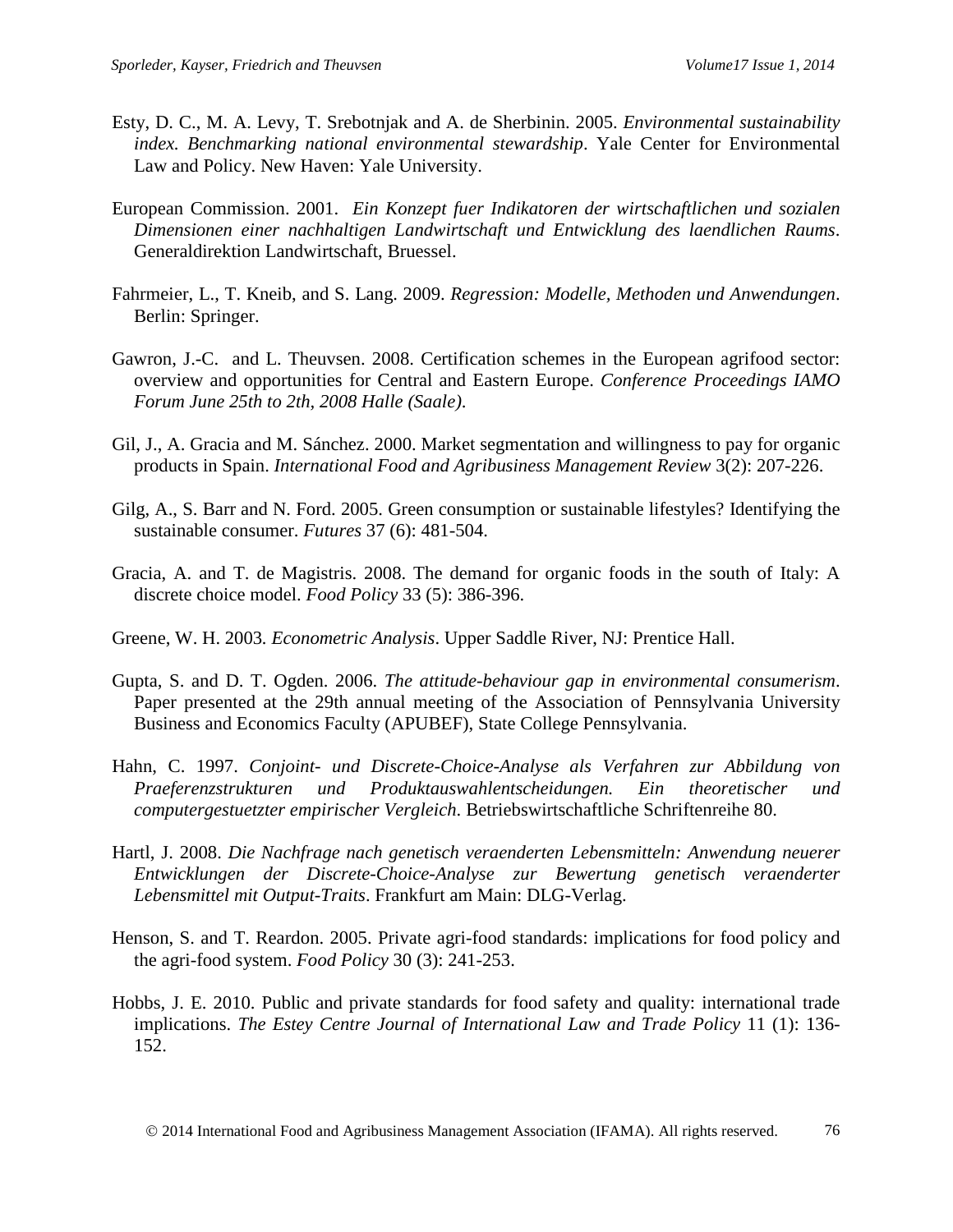Esty, D. C., M. A. Levy, T. Srebotnjak and A. de Sherbinin. 2005. *Environmental sustainability index. Benchmarking national environmental stewardship*. Yale Center for Environmental Law and Policy. New Haven: Yale University.

European Commission. 2001. *Ein Konzept fuer Indikatoren der wirtschaftlichen und sozialen Dimensionen einer nachhaltigen Landwirtschaft und Entwicklung des laendlichen Raums*. Generaldirektion Landwirtschaft, Bruessel.

Fahrmeier, L., T. Kneib, and S. Lang. 2009. *Regression: Modelle, Methoden und Anwendungen*. Berlin: Springer.

Gawron, J.-C. and L. Theuvsen. 2008. Certification schemes in the European agrifood sector: overview and opportunities for Central and Eastern Europe. *Conference Proceedings IAMO Forum June 25th to 2th, 2008 Halle (Saale)*.

Gil, J., A. Gracia and M. Sánchez. 2000. Market segmentation and willingness to pay for organic products in Spain. *International Food and Agribusiness Management Review* 3(2): 207-226.

Gilg, A., S. Barr and N. Ford. 2005. Green consumption or sustainable lifestyles? Identifying the sustainable consumer. *Futures* 37 (6): 481-504.

Gracia, A. and T. de Magistris. 2008. The demand for organic foods in the south of Italy: A discrete choice model. *Food Policy* 33 (5): 386-396.

Greene, W. H. 2003. *Econometric Analysis*. Upper Saddle River, NJ: Prentice Hall.

Gupta, S. and D. T. Ogden. 2006. *The attitude-behaviour gap in environmental consumerism*. Paper presented at the 29th annual meeting of the Association of Pennsylvania University Business and Economics Faculty (APUBEF), State College Pennsylvania.

Hahn, C. 1997. *Conjoint- und Discrete-Choice-Analyse als Verfahren zur Abbildung von Praeferenzstrukturen und Produktauswahlentscheidungen. Ein theoretischer und computergestuetzter empirischer Vergleich*. Betriebswirtschaftliche Schriftenreihe 80.

Hartl, J. 2008. *Die Nachfrage nach genetisch veraenderten Lebensmitteln: Anwendung neuerer Entwicklungen der Discrete-Choice-Analyse zur Bewertung genetisch veraenderter Lebensmittel mit Output-Traits*. Frankfurt am Main: DLG-Verlag.

Henson, S. and T. Reardon. 2005. Private agri-food standards: implications for food policy and the agri-food system. *Food Policy* 30 (3): 241-253.

Hobbs, J. E. 2010. Public and private standards for food safety and quality: international trade implications. *The Estey Centre Journal of International Law and Trade Policy* 11 (1): 136-152.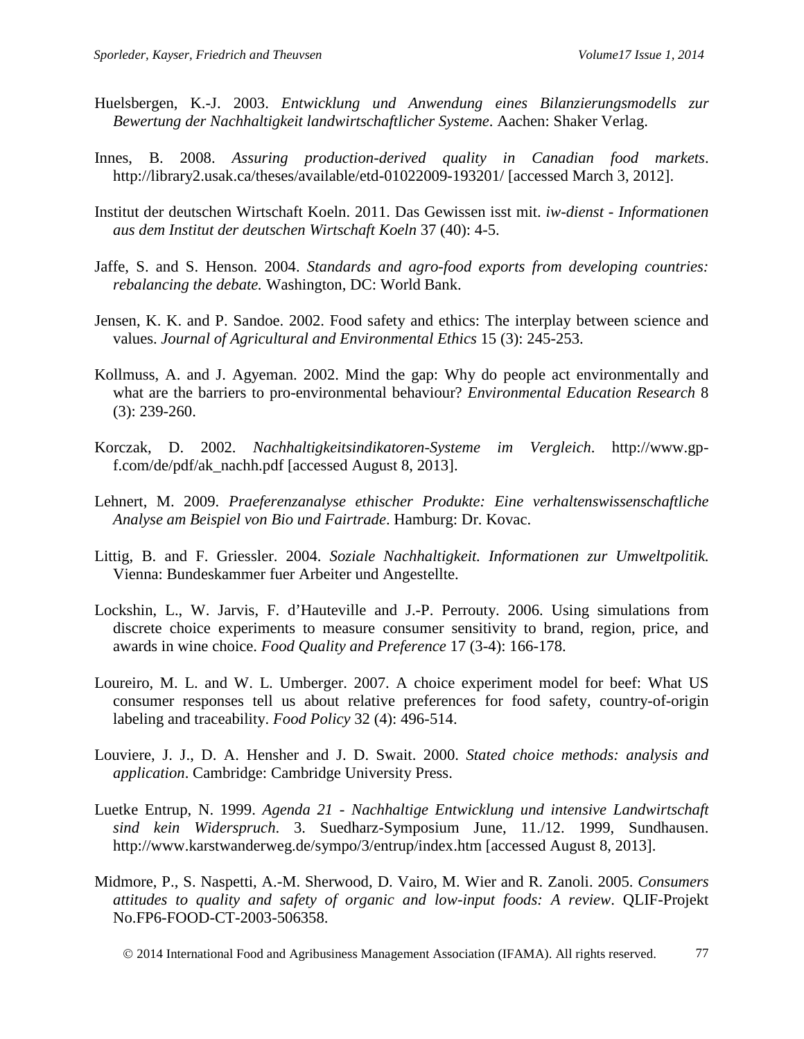Huelsbergen, K.-J. 2003. *Entwicklung und Anwendung eines Bilanzierungsmodells zur Bewertung der Nachhaltigkeit landwirtschaftlicher Systeme*. Aachen: Shaker Verlag.

Innes, B. 2008. *Assuring production-derived quality in Canadian food markets*. http://library2.usak.ca/theses/available/etd-01022009-193201/ [accessed March 3, 2012].

Institut der deutschen Wirtschaft Koeln. 2011. Das Gewissen isst mit. *iw-dienst - Informationen aus dem Institut der deutschen Wirtschaft Koeln* 37 (40): 4-5.

Jaffe, S. and S. Henson. 2004. *Standards and agro-food exports from developing countries: rebalancing the debate.* Washington, DC: World Bank.

Jensen, K. K. and P. Sandoe. 2002. Food safety and ethics: The interplay between science and values. *Journal of Agricultural and Environmental Ethics* 15 (3): 245-253.

Kollmuss, A. and J. Agyeman. 2002. Mind the gap: Why do people act environmentally and what are the barriers to pro-environmental behaviour? *Environmental Education Research* 8 (3): 239-260.

Korczak, D. 2002. *Nachhaltigkeitsindikatoren-Systeme im Vergleich*. http://www.gp-f.com/de/pdf/ak_nachh.pdf [accessed August 8, 2013].

Lehnert, M. 2009. *Praeferenzanalyse ethischer Produkte: Eine verhaltenswissenschaftliche Analyse am Beispiel von Bio und Fairtrade*. Hamburg: Dr. Kovac.

Littig, B. and F. Griessler. 2004. *Soziale Nachhaltigkeit. Informationen zur Umweltpolitik.* Vienna: Bundeskammer fuer Arbeiter und Angestellte.

Lockshin, L., W. Jarvis, F. d'Hauteville and J.-P. Perrouty. 2006. Using simulations from discrete choice experiments to measure consumer sensitivity to brand, region, price, and awards in wine choice. *Food Quality and Preference* 17 (3-4): 166-178.

Loureiro, M. L. and W. L. Umberger. 2007. A choice experiment model for beef: What US consumer responses tell us about relative preferences for food safety, country-of-origin labeling and traceability. *Food Policy* 32 (4): 496-514.

Louviere, J. J., D. A. Hensher and J. D. Swait. 2000. *Stated choice methods: analysis and application*. Cambridge: Cambridge University Press.

Luetke Entrup, N. 1999. *Agenda 21 - Nachhaltige Entwicklung und intensive Landwirtschaft sind kein Widerspruch*. 3. Suedharz-Symposium June, 11./12. 1999, Sundhausen. http://www.karstwanderweg.de/sympo/3/entrup/index.htm [accessed August 8, 2013].

Midmore, P., S. Naspetti, A.-M. Sherwood, D. Vairo, M. Wier and R. Zanoli. 2005. *Consumers attitudes to quality and safety of organic and low-input foods: A review*. QLIF-Projekt No.FP6-FOOD-CT-2003-506358.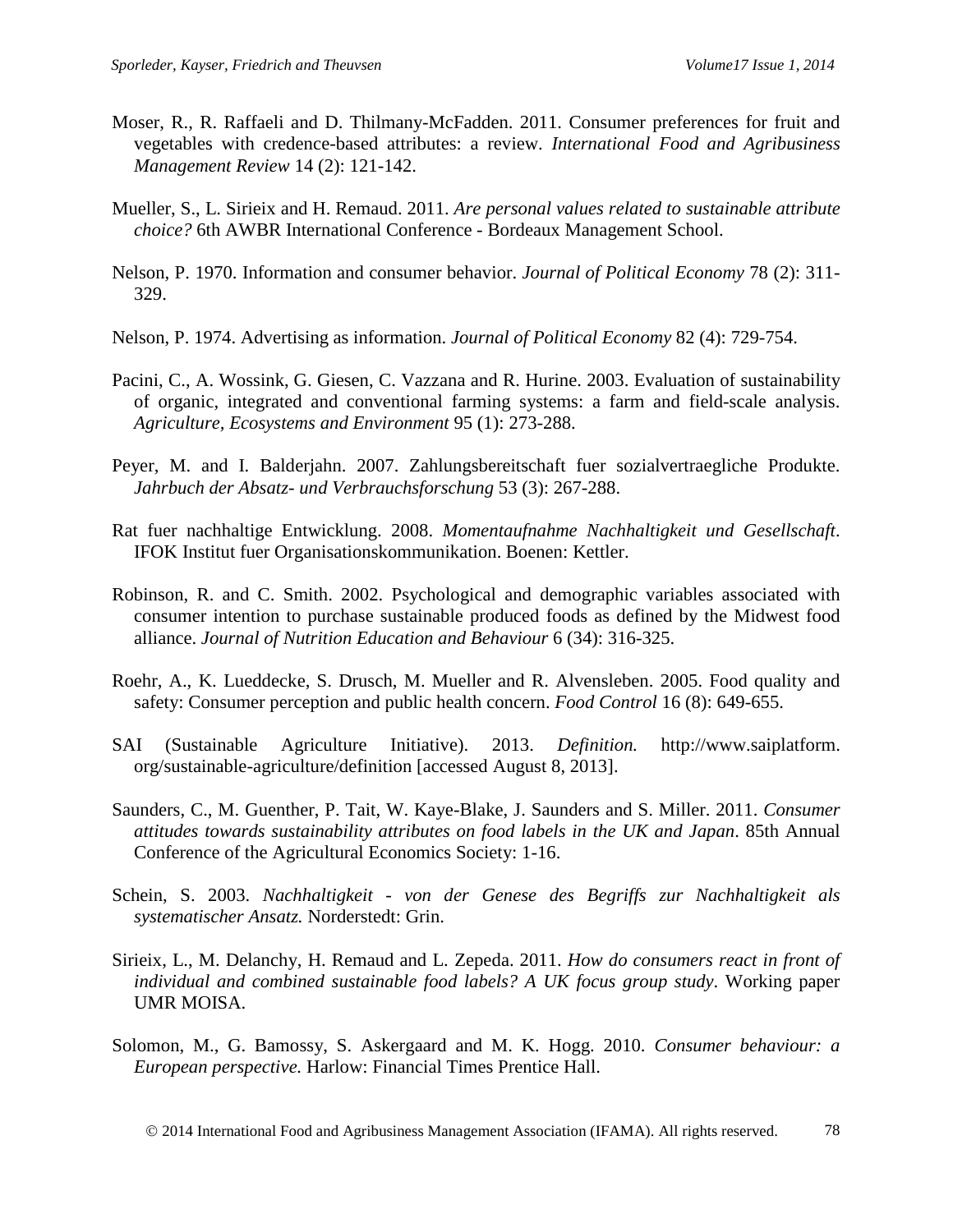Moser, R., R. Raffaeli and D. Thilmany-McFadden. 2011. Consumer preferences for fruit and vegetables with credence-based attributes: a review. *International Food and Agribusiness Management Review* 14 (2): 121-142.

Mueller, S., L. Sirieix and H. Remaud. 2011. *Are personal values related to sustainable attribute choice?* 6th AWBR International Conference - Bordeaux Management School.

Nelson, P. 1970. Information and consumer behavior. *Journal of Political Economy* 78 (2): 311-329.

Nelson, P. 1974. Advertising as information. *Journal of Political Economy* 82 (4): 729-754.

Pacini, C., A. Wossink, G. Giesen, C. Vazzana and R. Hurine. 2003. Evaluation of sustainability of organic, integrated and conventional farming systems: a farm and field-scale analysis. *Agriculture, Ecosystems and Environment* 95 (1): 273-288.

Peyer, M. and I. Balderjahn. 2007. Zahlungsbereitschaft fuer sozialvertraegliche Produkte. *Jahrbuch der Absatz- und Verbrauchsforschung* 53 (3): 267-288.

Rat fuer nachhaltige Entwicklung. 2008. *Momentaufnahme Nachhaltigkeit und Gesellschaft*. IFOK Institut fuer Organisationskommunikation. Boenen: Kettler.

Robinson, R. and C. Smith. 2002. Psychological and demographic variables associated with consumer intention to purchase sustainable produced foods as defined by the Midwest food alliance. *Journal of Nutrition Education and Behaviour* 6 (34): 316-325.

Roehr, A., K. Lueddecke, S. Drusch, M. Mueller and R. Alvensleben. 2005. Food quality and safety: Consumer perception and public health concern. *Food Control* 16 (8): 649-655.

SAI (Sustainable Agriculture Initiative). 2013. *Definition.* http://www.saiplatform.org/sustainable-agriculture/definition [accessed August 8, 2013].

Saunders, C., M. Guenther, P. Tait, W. Kaye-Blake, J. Saunders and S. Miller. 2011. *Consumer attitudes towards sustainability attributes on food labels in the UK and Japan*. 85th Annual Conference of the Agricultural Economics Society: 1-16.

Schein, S. 2003. *Nachhaltigkeit - von der Genese des Begriffs zur Nachhaltigkeit als systematischer Ansatz.* Norderstedt: Grin.

Sirieix, L., M. Delanchy, H. Remaud and L. Zepeda. 2011. *How do consumers react in front of individual and combined sustainable food labels? A UK focus group study*. Working paper UMR MOISA.

Solomon, M., G. Bamossy, S. Askergaard and M. K. Hogg. 2010. *Consumer behaviour: a European perspective.* Harlow: Financial Times Prentice Hall.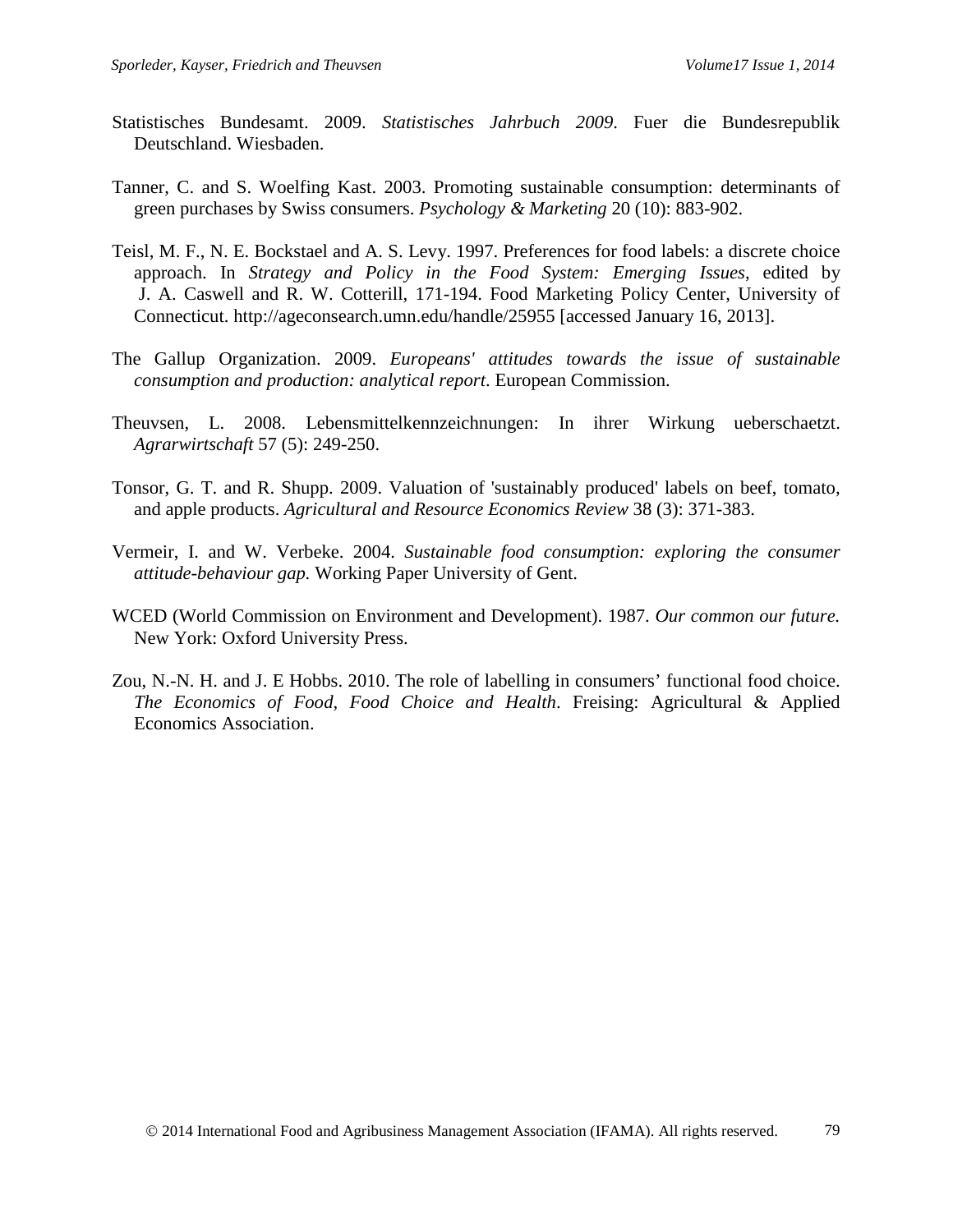Statistisches Bundesamt. 2009. *Statistisches Jahrbuch 2009*. Fuer die Bundesrepublik Deutschland. Wiesbaden.

Tanner, C. and S. Woelfing Kast. 2003. Promoting sustainable consumption: determinants of green purchases by Swiss consumers. *Psychology & Marketing* 20 (10): 883-902.

Teisl, M. F., N. E. Bockstael and A. S. Levy. 1997. Preferences for food labels: a discrete choice approach. In *Strategy and Policy in the Food System: Emerging Issues*, edited by J. A. Caswell and R. W. Cotterill, 171-194. Food Marketing Policy Center, University of Connecticut. http://ageconsearch.umn.edu/handle/25955 [accessed January 16, 2013].

The Gallup Organization. 2009. *Europeans' attitudes towards the issue of sustainable consumption and production: analytical report*. European Commission.

Theuvsen, L. 2008. Lebensmittelkennzeichnungen: In ihrer Wirkung ueberschaetzt. *Agrarwirtschaft* 57 (5): 249-250.

Tonsor, G. T. and R. Shupp. 2009. Valuation of 'sustainably produced' labels on beef, tomato, and apple products. *Agricultural and Resource Economics Review* 38 (3): 371-383.

Vermeir, I. and W. Verbeke. 2004. *Sustainable food consumption: exploring the consumer attitude-behaviour gap.* Working Paper University of Gent.

WCED (World Commission on Environment and Development). 1987. *Our common our future.* New York: Oxford University Press.

Zou, N.-N. H. and J. E Hobbs. 2010. The role of labelling in consumers' functional food choice. *The Economics of Food, Food Choice and Health*. Freising: Agricultural & Applied Economics Association.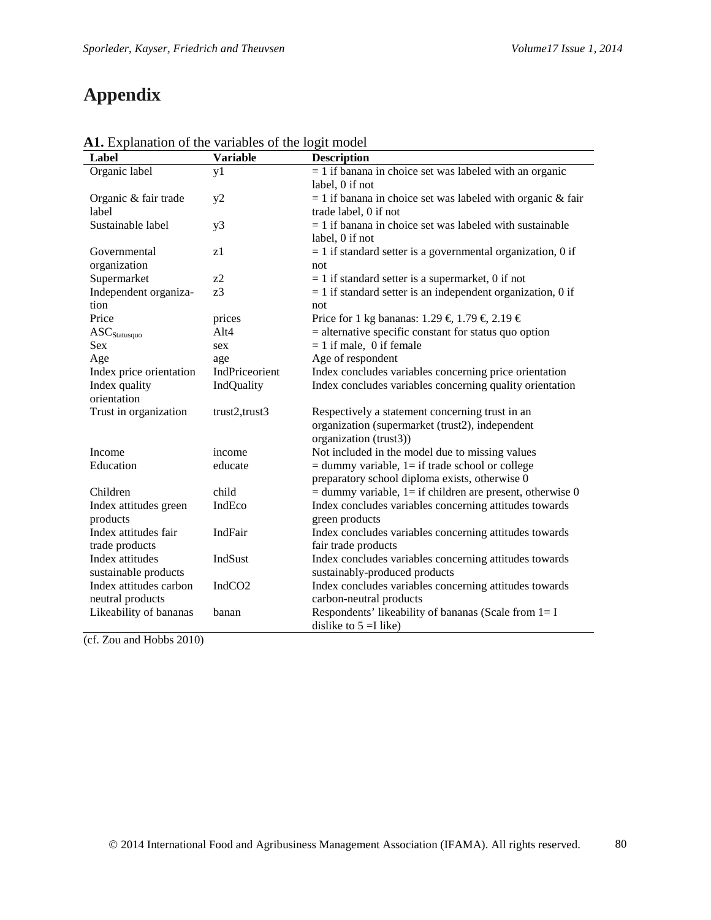# Appendix

**A1.** Explanation of the variables of the logit model

| Label | Variable | Description |
|---|---|---|
| Organic label | y1 | = 1 if banana in choice set was labeled with an organic label, 0 if not |
| Organic & fair trade label | y2 | = 1 if banana in choice set was labeled with organic & fair trade label, 0 if not |
| Sustainable label | y3 | = 1 if banana in choice set was labeled with sustainable label, 0 if not |
| Governmental organization | z1 | = 1 if standard setter is a governmental organization, 0 if not |
| Supermarket | z2 | = 1 if standard setter is a supermarket, 0 if not |
| Independent organization | z3 | = 1 if standard setter is an independent organization, 0 if not |
| Price | prices | Price for 1 kg bananas: 1.29 €, 1.79 €, 2.19 € |
| $ASC_{Statusquo}$ | Alt4 | = alternative specific constant for status quo option |
| Sex | sex | = 1 if male, 0 if female |
| Age | age | Age of respondent |
| Index price orientation | IndPriceorient | Index concludes variables concerning price orientation |
| Index quality orientation | IndQuality | Index concludes variables concerning quality orientation |
| Trust in organization | trust2,trust3 | Respectively a statement concerning trust in an organization (supermarket (trust2), independent organization (trust3)) |
| Income | income | Not included in the model due to missing values |
| Education | educate | = dummy variable, 1= if trade school or college preparatory school diploma exists, otherwise 0 |
| Children | child | = dummy variable, 1= if children are present, otherwise 0 |
| Index attitudes green products | IndEco | Index concludes variables concerning attitudes towards green products |
| Index attitudes fair trade products | IndFair | Index concludes variables concerning attitudes towards fair trade products |
| Index attitudes sustainable products | IndSust | Index concludes variables concerning attitudes towards sustainably-produced products |
| Index attitudes carbon neutral products | IndCO2 | Index concludes variables concerning attitudes towards carbon-neutral products |
| Likeability of bananas | banan | Respondents' likeability of bananas (Scale from 1= I dislike to 5 =I like) |

(cf. Zou and Hobbs 2010)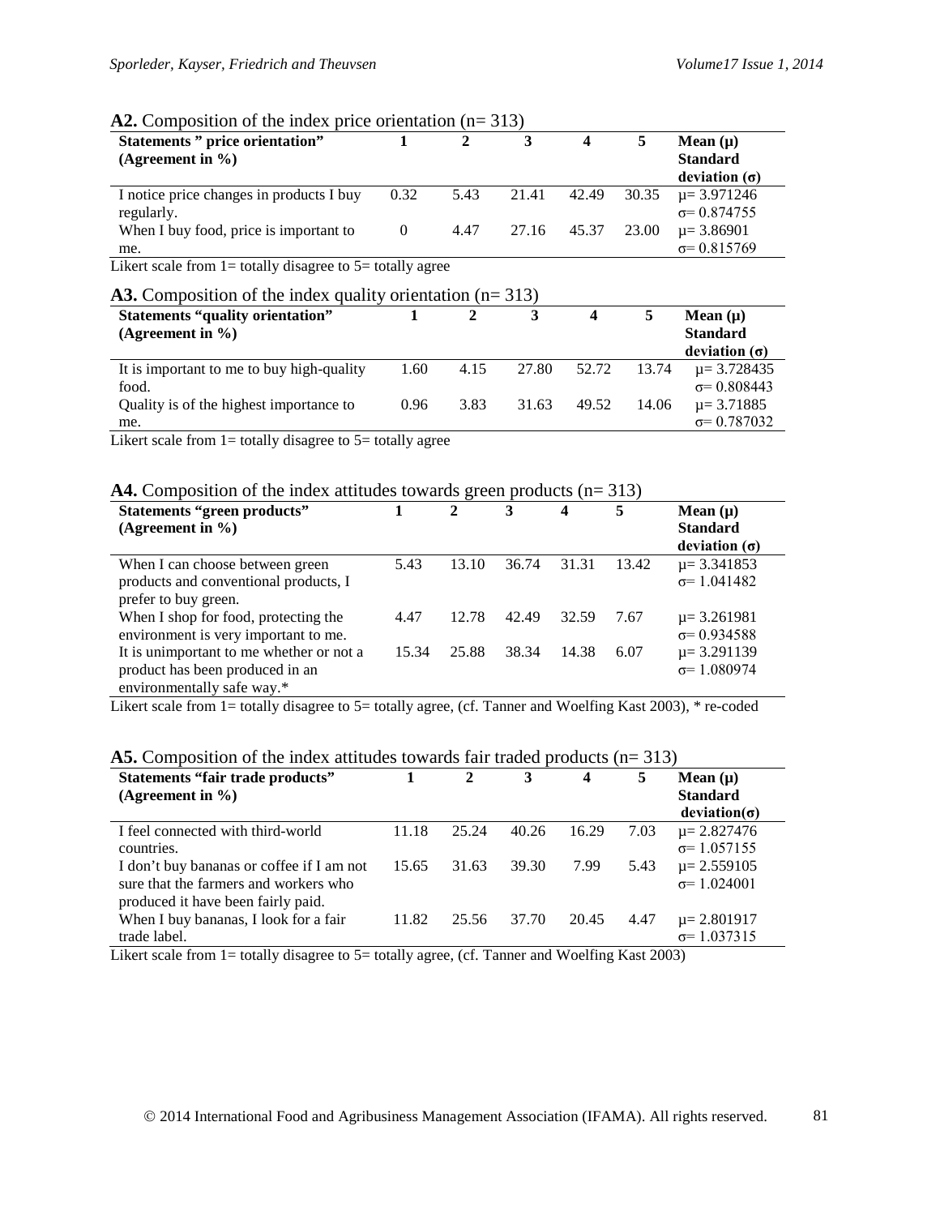**A2.** Composition of the index price orientation (n= 313)

| **Statements " price orientation" (Agreement in %)** | **1** | **2** | **3** | **4** | **5** | **Mean (μ) Standard deviation (σ)** |
|---|---|---|---|---|---|---|
| I notice price changes in products I buy regularly. | 0.32 | 5.43 | 21.41 | 42.49 | 30.35 | μ= 3.971246 σ= 0.874755 |
| When I buy food, price is important to me. | 0 | 4.47 | 27.16 | 45.37 | 23.00 | μ= 3.86901 σ= 0.815769 |

Likert scale from 1= totally disagree to 5= totally agree

**A3.** Composition of the index quality orientation (n= 313)

| **Statements "quality orientation" (Agreement in %)** | **1** | **2** | **3** | **4** | **5** | **Mean (μ) Standard deviation (σ)** |
|---|---|---|---|---|---|---|
| It is important to me to buy high-quality food. | 1.60 | 4.15 | 27.80 | 52.72 | 13.74 | μ= 3.728435 σ= 0.808443 |
| Quality is of the highest importance to me. | 0.96 | 3.83 | 31.63 | 49.52 | 14.06 | μ= 3.71885 σ= 0.787032 |

Likert scale from 1= totally disagree to 5= totally agree

**A4.** Composition of the index attitudes towards green products (n= 313)

| **Statements "green products" (Agreement in %)** | **1** | **2** | **3** | **4** | **5** | **Mean (μ) Standard deviation (σ)** |
|---|---|---|---|---|---|---|
| When I can choose between green products and conventional products, I prefer to buy green. | 5.43 | 13.10 | 36.74 | 31.31 | 13.42 | μ= 3.341853 σ= 1.041482 |
| When I shop for food, protecting the environment is very important to me. | 4.47 | 12.78 | 42.49 | 32.59 | 7.67 | μ= 3.261981 σ= 0.934588 |
| It is unimportant to me whether or not a product has been produced in an environmentally safe way.* | 15.34 | 25.88 | 38.34 | 14.38 | 6.07 | μ= 3.291139 σ= 1.080974 |

Likert scale from 1= totally disagree to 5= totally agree, (cf. Tanner and Woelfing Kast 2003), * re-coded

**A5.** Composition of the index attitudes towards fair traded products (n= 313)

| **Statements "fair trade products" (Agreement in %)** | **1** | **2** | **3** | **4** | **5** | **Mean (μ) Standard deviation(σ)** |
|---|---|---|---|---|---|---|
| I feel connected with third-world countries. | 11.18 | 25.24 | 40.26 | 16.29 | 7.03 | μ= 2.827476 σ= 1.057155 |
| I don't buy bananas or coffee if I am not sure that the farmers and workers who produced it have been fairly paid. | 15.65 | 31.63 | 39.30 | 7.99 | 5.43 | μ= 2.559105 σ= 1.024001 |
| When I buy bananas, I look for a fair trade label. | 11.82 | 25.56 | 37.70 | 20.45 | 4.47 | μ= 2.801917 σ= 1.037315 |

Likert scale from 1= totally disagree to 5= totally agree, (cf. Tanner and Woelfing Kast 2003)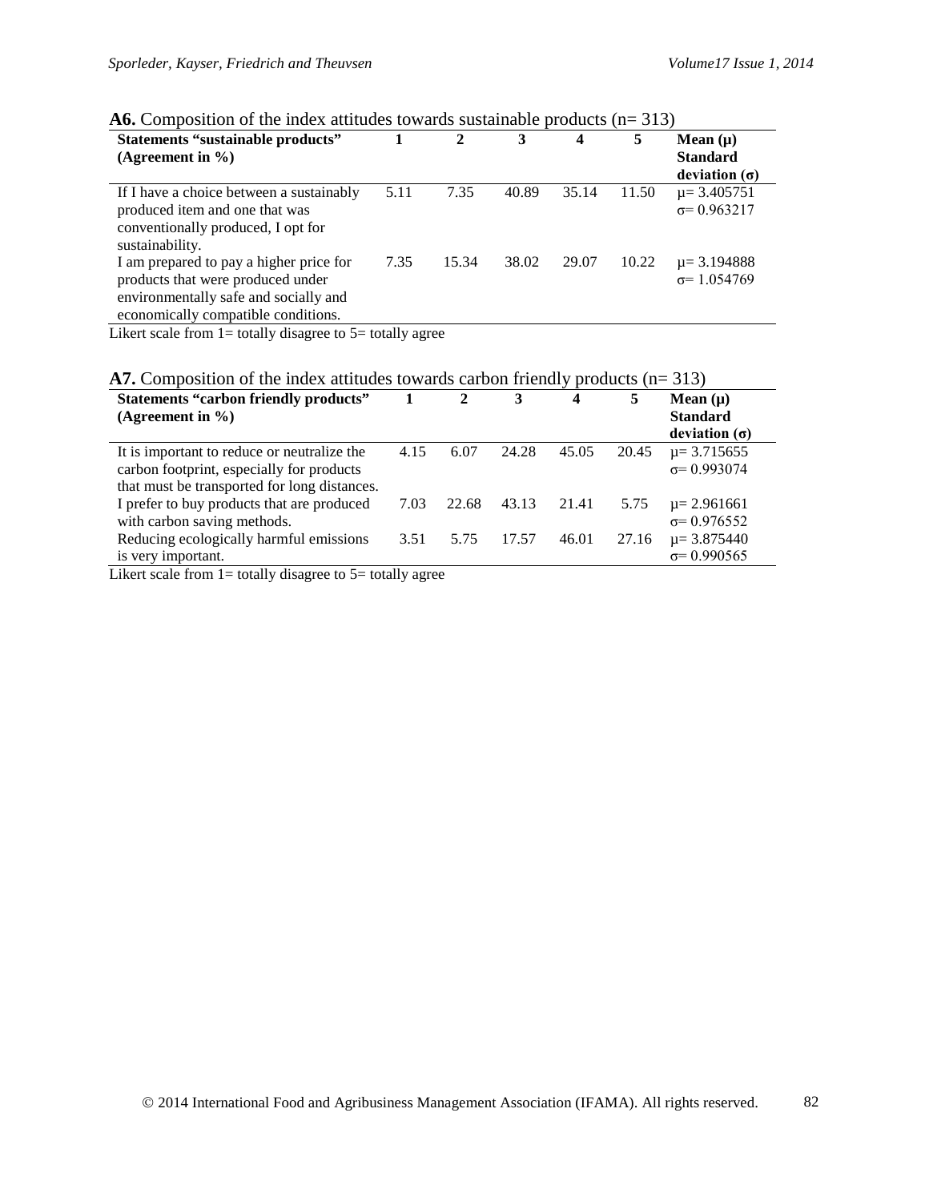**A6.** Composition of the index attitudes towards sustainable products (n= 313)

| Statements "sustainable products" (Agreement in %) | 1 | 2 | 3 | 4 | 5 | Mean (μ) Standard deviation (σ) |
|---|---|---|---|---|---|---|
| If I have a choice between a sustainably produced item and one that was conventionally produced, I opt for sustainability. | 5.11 | 7.35 | 40.89 | 35.14 | 11.50 | μ= 3.405751 σ= 0.963217 |
| I am prepared to pay a higher price for products that were produced under environmentally safe and socially and economically compatible conditions. | 7.35 | 15.34 | 38.02 | 29.07 | 10.22 | μ= 3.194888 σ= 1.054769 |

Likert scale from 1= totally disagree to 5= totally agree

**A7.** Composition of the index attitudes towards carbon friendly products (n= 313)

| Statements "carbon friendly products" (Agreement in %) | 1 | 2 | 3 | 4 | 5 | Mean (μ) Standard deviation (σ) |
|---|---|---|---|---|---|---|
| It is important to reduce or neutralize the carbon footprint, especially for products that must be transported for long distances. | 4.15 | 6.07 | 24.28 | 45.05 | 20.45 | μ= 3.715655 σ= 0.993074 |
| I prefer to buy products that are produced with carbon saving methods. | 7.03 | 22.68 | 43.13 | 21.41 | 5.75 | μ= 2.961661 σ= 0.976552 |
| Reducing ecologically harmful emissions is very important. | 3.51 | 5.75 | 17.57 | 46.01 | 27.16 | μ= 3.875440 σ= 0.990565 |

Likert scale from 1= totally disagree to 5= totally agree